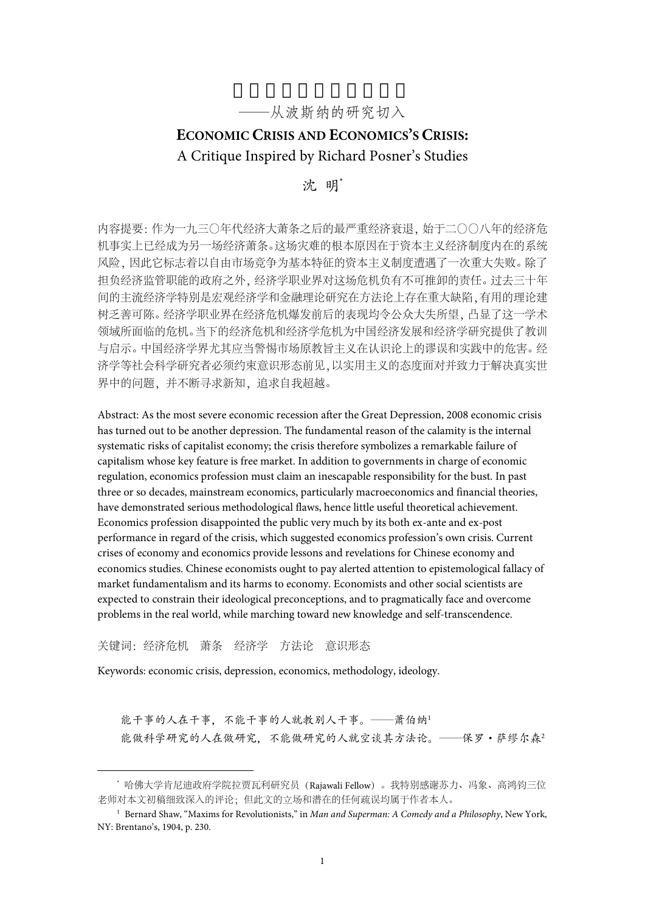# □□□□□□□□□□□□

## ——从波斯纳的研究切入

# ECONOMIC CRISIS AND ECONOMICS'S CRISIS:

## A Critique Inspired by Richard Posner's Studies

沈 明*

内容提要：作为一九三〇年代经济大萧条之后的最严重经济衰退，始于二〇〇八年的经济危机事实上已经成为另一场经济萧条。这场灾难的根本原因在于资本主义经济制度内在的系统风险，因此它标志着以自由市场竞争为基本特征的资本主义制度遭遇了一次重大失败。除了担负经济监管职能的政府之外，经济学职业界对这场危机负有不可推卸的责任。过去三十年间的主流经济学特别是宏观经济学和金融理论研究在方法论上存在重大缺陷，有用的理论建树乏善可陈。经济学职业界在经济危机爆发前后的表现均令公众大失所望，凸显了这一学术领域所面临的危机。当下的经济危机和经济学危机为中国经济发展和经济学研究提供了教训与启示。中国经济学界尤其应当警惕市场原教旨主义在认识论上的谬误和实践中的危害。经济学等社会科学研究者必须约束意识形态前见，以实用主义的态度面对并致力于解决真实世界中的问题，并不断寻求新知，追求自我超越。

Abstract: As the most severe economic recession after the Great Depression, 2008 economic crisis has turned out to be another depression. The fundamental reason of the calamity is the internal systematic risks of capitalist economy; the crisis therefore symbolizes a remarkable failure of capitalism whose key feature is free market. In addition to governments in charge of economic regulation, economics profession must claim an inescapable responsibility for the bust. In past three or so decades, mainstream economics, particularly macroeconomics and financial theories, have demonstrated serious methodological flaws, hence little useful theoretical achievement. Economics profession disappointed the public very much by its both ex-ante and ex-post performance in regard of the crisis, which suggested economics profession's own crisis. Current crises of economy and economics provide lessons and revelations for Chinese economy and economics studies. Chinese economists ought to pay alerted attention to epistemological fallacy of market fundamentalism and its harms to economy. Economists and other social scientists are expected to constrain their ideological preconceptions, and to pragmatically face and overcome problems in the real world, while marching toward new knowledge and self-transcendence.

关键词：经济危机 萧条 经济学 方法论 意识形态

Keywords: economic crisis, depression, economics, methodology, ideology.

> 能干事的人在干事，不能干事的人就教别人干事。——萧伯纳[1]
>
> 能做科学研究的人在做研究，不能做研究的人就空谈其方法论。——保罗·萨缪尔森[2]

---

\* 哈佛大学肯尼迪政府学院拉贾瓦利研究员（Rajawali Fellow）。我特别感谢苏力、冯象、高鸿钧三位老师对本文初稿细致深入的评论；但此文的立场和潜在的任何疏误均属于作者本人。

[1] Bernard Shaw, "Maxims for Revolutionists," in *Man and Superman: A Comedy and a Philosophy*, New York, NY: Brentano's, 1904, p. 230.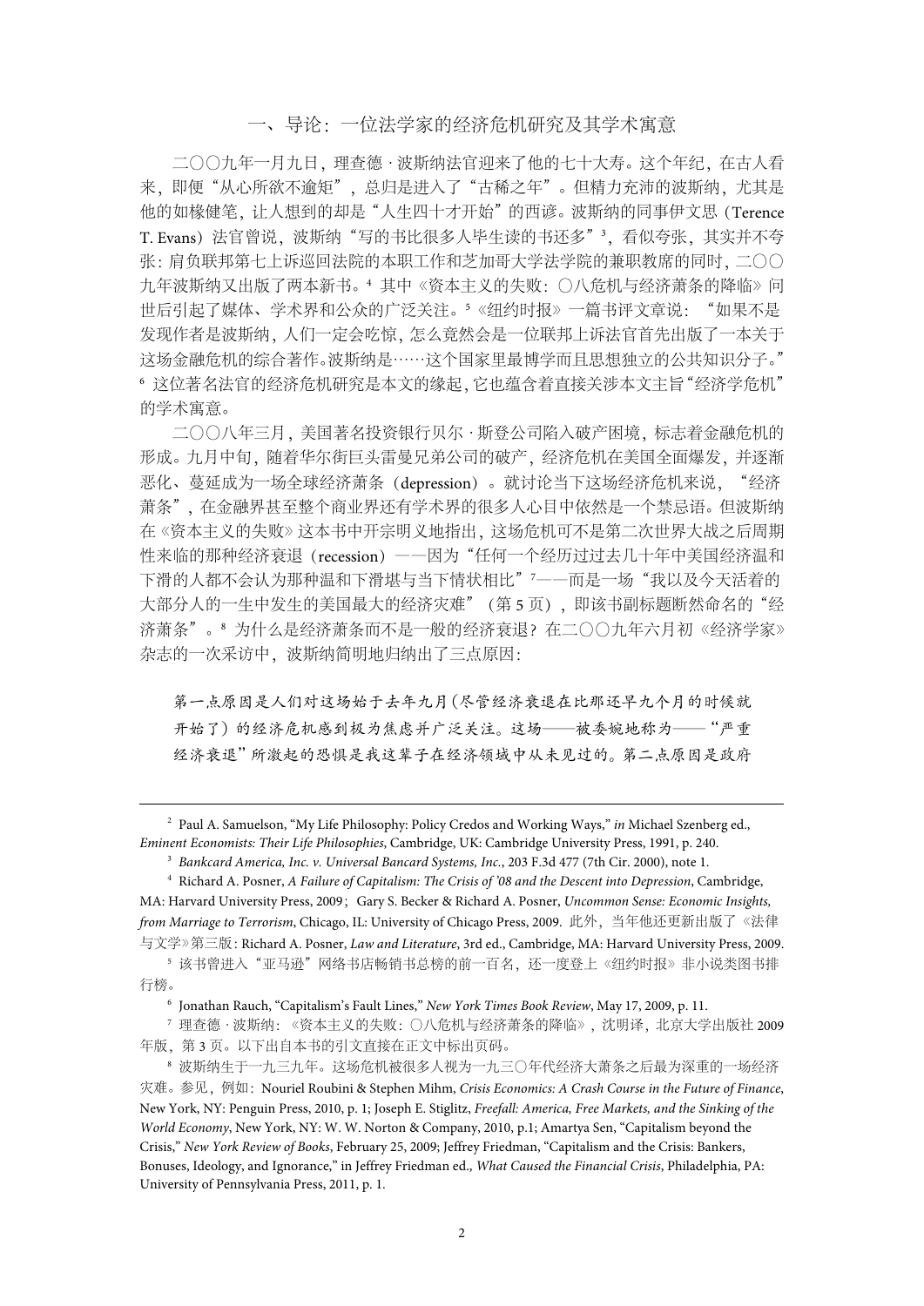## 一、导论：一位法学家的经济危机研究及其学术寓意

二〇〇九年一月九日，理查德·波斯纳法官迎来了他的七十大寿。这个年纪，在古人看来，即便"从心所欲不逾矩"，总归是进入了"古稀之年"。但精力充沛的波斯纳，尤其是他的如椽健笔，让人想到的却是"人生四十才开始"的西谚。波斯纳的同事伊文思（Terence T. Evans）法官曾说，波斯纳"写的书比很多人毕生读的书还多"[3]，看似夸张，其实并不夸张：肩负联邦第七上诉巡回法院的本职工作和芝加哥大学法学院的兼职教席的同时，二〇〇九年波斯纳又出版了两本新书。[4] 其中《资本主义的失败：〇八危机与经济萧条的降临》问世后引起了媒体、学术界和公众的广泛关注。[5]《纽约时报》一篇书评文章说："如果不是发现作者是波斯纳，人们一定会吃惊，怎么竟然会是一位联邦上诉法官首先出版了一本关于这场金融危机的综合著作。波斯纳是……这个国家里最博学而且思想独立的公共知识分子。"[6] 这位著名法官的经济危机研究是本文的缘起，它也蕴含着直接关涉本文主旨"经济学危机"的学术寓意。

二〇〇八年三月，美国著名投资银行贝尔·斯登公司陷入破产困境，标志着金融危机的形成。九月中旬，随着华尔街巨头雷曼兄弟公司的破产，经济危机在美国全面爆发，并逐渐恶化、蔓延成为一场全球经济萧条（depression）。就讨论当下这场经济危机来说，"经济萧条"，在金融界甚至整个商业界还有学术界的很多人心目中依然是一个禁忌语。但波斯纳在《资本主义的失败》这本书中开宗明义地指出，这场危机可不是第二次世界大战之后周期性来临的那种经济衰退（recession）——因为"任何一个经历过过去几十年中美国经济温和下滑的人都不会认为那种温和下滑堪与当下情状相比"[7]——而是一场"我以及今天活着的大部分人的一生中发生的美国最大的经济灾难"（第 5 页），即该书副标题断然命名的"经济萧条"。[8] 为什么是经济萧条而不是一般的经济衰退？在二〇〇九年六月初《经济学家》杂志的一次采访中，波斯纳简明地归纳出了三点原因：

> 第一点原因是人们对这场始于去年九月（尽管经济衰退在比那还早九个月的时候就开始了）的经济危机感到极为焦虑并广泛关注。这场——被委婉地称为——"严重经济衰退"所激起的恐惧是我这辈子在经济领域中从未见过的。第二点原因是政府

---

[2] Paul A. Samuelson, "My Life Philosophy: Policy Credos and Working Ways," *in* Michael Szenberg ed., *Eminent Economists: Their Life Philosophies*, Cambridge, UK: Cambridge University Press, 1991, p. 240.

[3] *Bankcard America, Inc. v. Universal Bancard Systems, Inc.*, 203 F.3d 477 (7th Cir. 2000), note 1.

[4] Richard A. Posner, *A Failure of Capitalism: The Crisis of '08 and the Descent into Depression*, Cambridge, MA: Harvard University Press, 2009； Gary S. Becker & Richard A. Posner, *Uncommon Sense: Economic Insights, from Marriage to Terrorism*, Chicago, IL: University of Chicago Press, 2009. 此外，当年他还更新出版了《法律与文学》第三版：Richard A. Posner, *Law and Literature*, 3rd ed., Cambridge, MA: Harvard University Press, 2009.

[5] 该书曾进入"亚马逊"网络书店畅销书总榜的前一百名，还一度登上《纽约时报》非小说类图书排行榜。

[6] Jonathan Rauch, "Capitalism's Fault Lines," *New York Times Book Review*, May 17, 2009, p. 11.

[7] 理查德·波斯纳：《资本主义的失败：〇八危机与经济萧条的降临》，沈明译，北京大学出版社 2009 年版，第 3 页。以下出自本书的引文直接在正文中标出页码。

[8] 波斯纳生于一九三九年。这场危机被很多人视为一九三〇年代经济大萧条之后最为深重的一场经济灾难。参见，例如：Nouriel Roubini & Stephen Mihm, *Crisis Economics: A Crash Course in the Future of Finance*, New York, NY: Penguin Press, 2010, p. 1; Joseph E. Stiglitz, *Freefall: America, Free Markets, and the Sinking of the World Economy*, New York, NY: W. W. Norton & Company, 2010, p.1; Amartya Sen, "Capitalism beyond the Crisis," *New York Review of Books*, February 25, 2009; Jeffrey Friedman, "Capitalism and the Crisis: Bankers, Bonuses, Ideology, and Ignorance," in Jeffrey Friedman ed., *What Caused the Financial Crisis*, Philadelphia, PA: University of Pennsylvania Press, 2011, p. 1.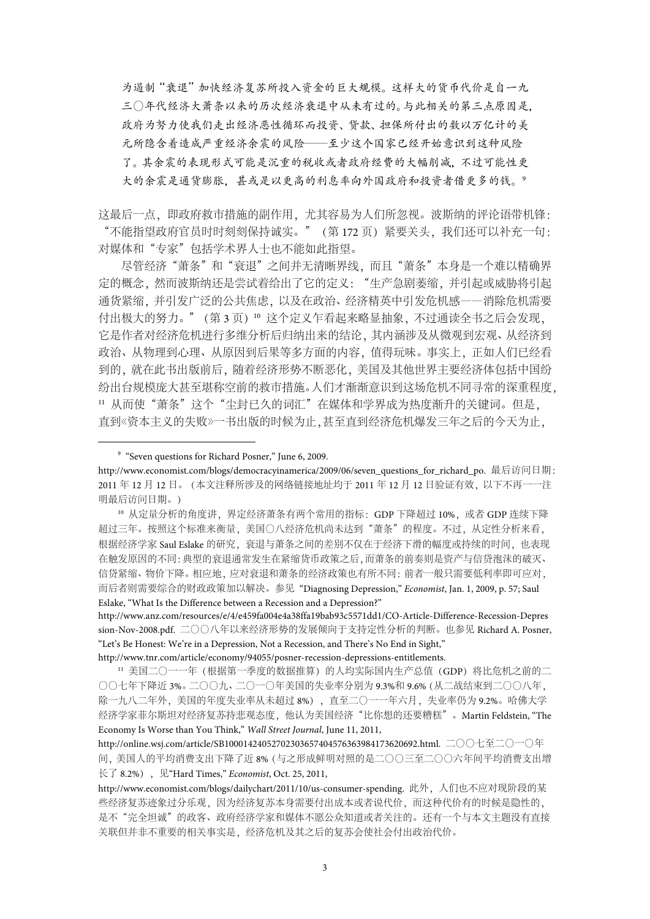> 为遏制“衰退”加快经济复苏所投入资金的巨大规模。这样大的货币代价是自一九三〇年代经济大萧条以来的历次经济衰退中从未有过的。与此相关的第三点原因是，政府为努力使我们走出经济恶性循环而投资、贷款、担保所付出的数以万亿计的美元所隐含着造成严重经济余震的风险——至少这个国家已经开始意识到这种风险了。其余震的表现形式可能是沉重的税收或者政府经费的大幅削减，不过可能性更大的余震是通货膨胀，甚或是以更高的利息率向外国政府和投资者借更多的钱。[9]

这最后一点，即政府救市措施的副作用，尤其容易为人们所忽视。波斯纳的评论语带机锋：“不能指望政府官员时时刻刻保持诚实。”（第 172 页）紧要关头，我们还可以补充一句：对媒体和“专家”包括学术界人士也不能如此指望。

尽管经济“萧条”和“衰退”之间并无清晰界线，而且“萧条”本身是一个难以精确界定的概念，然而波斯纳还是尝试着给出了它的定义：“生产急剧萎缩，并引起或威胁将引起通货紧缩，并引发广泛的公共焦虑，以及在政治、经济精英中引发危机感——消除危机需要付出极大的努力。”（第 3 页）[10] 这个定义乍看起来略显抽象，不过通读全书之后会发现，它是作者对经济危机进行多维分析后归纳出来的结论，其内涵涉及从微观到宏观、从经济到政治、从物理到心理、从原因到后果等多方面的内容，值得玩味。事实上，正如人们已经看到的，就在此书出版前后，随着经济形势不断恶化，美国及其他世界主要经济体包括中国纷纷出台规模庞大甚至堪称空前的救市措施。人们才渐渐意识到这场危机不同寻常的深重程度，[11] 从而使“萧条”这个“尘封已久的词汇”在媒体和学界成为热度渐升的关键词。但是，直到《资本主义的失败》一书出版的时候为止，甚至直到经济危机爆发三年之后的今天为止，

---

[9] “Seven questions for Richard Posner,” June 6, 2009. http://www.economist.com/blogs/democracyinamerica/2009/06/seven_questions_for_richard_po. 最后访问日期：2011 年 12 月 12 日。（本文注释所涉及的网络链接地址均于 2011 年 12 月 12 日验证有效，以下不再一一注明最后访问日期。）

[10] 从定量分析的角度讲，界定经济萧条有两个常用的指标：GDP 下降超过 10%，或者 GDP 连续下降超过三年。按照这个标准来衡量，美国〇八经济危机尚未达到“萧条”的程度。不过，从定性分析来看，根据经济学家 Saul Eslake 的研究，衰退与萧条之间的差别不仅在于经济下滑的幅度或持续的时间，也表现在触发原因的不同：典型的衰退通常发生在紧缩货币政策之后，而萧条的前奏则是资产与信贷泡沫的破灭、信贷紧缩、物价下降。相应地，应对衰退和萧条的经济政策也有所不同：前者一般只需要低利率即可应对，而后者则需要综合的财政政策加以解决。参见“Diagnosing Depression,” *Economist*, Jan. 1, 2009, p. 57; Saul Eslake, “What Is the Difference between a Recession and a Depression?” http://www.anz.com/resources/e/4/e459fa004e4a38ffa19bab93c5571dd1/CO-Article-Difference-Recession-Depression-Nov-2008.pdf. 二〇〇八年以来经济形势的发展倾向于支持定性分析的判断。也参见 Richard A. Posner, “Let’s Be Honest: We’re in a Depression, Not a Recession, and There’s No End in Sight,” http://www.tnr.com/article/economy/94055/posner-recession-depressions-entitlements.

[11] 美国二〇一一年（根据第一季度的数据推算）的人均实际国内生产总值（GDP）将比危机之前的二〇〇七年下降近 3%。二〇〇九、二〇一〇年美国的失业率分别为 9.3%和 9.6%（从二战结束到二〇〇八年，除一九八二年外，美国的年度失业率从未超过 8%），直至二〇一一年六月，失业率仍为 9.2%。哈佛大学经济学家菲尔斯坦对经济复苏持悲观态度，他认为美国经济“比你想的还要糟糕”。Martin Feldstein, “The Economy Is Worse than You Think,” *Wall Street Journal*, June 11, 2011, http://online.wsj.com/article/SB10001424052702303657404576363984173620692.html. 二〇〇七至二〇一〇年间，美国人的平均消费支出下降了近 8%（与之形成鲜明对照的是二〇〇三至二〇〇六年间平均消费支出增长了 8.2%），见“Hard Times,” *Economist*, Oct. 25, 2011, http://www.economist.com/blogs/dailychart/2011/10/us-consumer-spending. 此外，人们也不应对现阶段的某些经济复苏迹象过分乐观，因为经济复苏本身需要付出成本或者说代价，而这种代价有的时候是隐性的，是不“完全坦诚”的政客、政府经济学家和媒体不愿公众知道或者关注的。还有一个与本文主题没有直接关联但并非不重要的相关事实是，经济危机及其之后的复苏会使社会付出政治代价。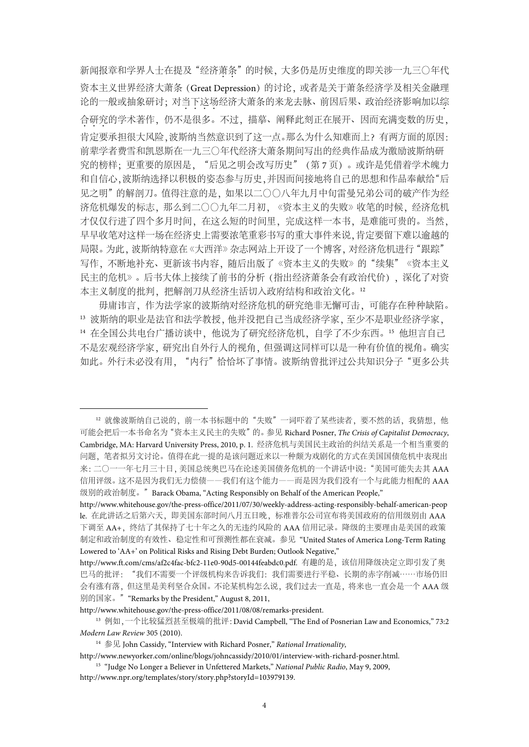新闻报章和学界人士在提及“经济萧条”的时候，大多仍是历史维度的即关涉一九三〇年代资本主义世界经济大萧条（Great Depression）的讨论，或者是关于萧条经济学及相关金融理论的一般或抽象研讨；对当下这场经济大萧条的来龙去脉、前因后果、政治经济影响加以综合研究的学术著作，仍不是很多。不过，描摹、阐释此刻正在展开、因而充满变数的历史，肯定要承担很大风险，波斯纳当然意识到了这一点。那么为什么知难而上？有两方面的原因：前辈学者费雪和凯恩斯在一九三〇年代经济大萧条期间写出的经典作品成为激励波斯纳研究的榜样；更重要的原因是，“后见之明会改写历史”（第 7 页）。或许是凭借着学术魄力和自信心，波斯纳选择以积极的姿态参与历史，并因而间接地将自己的思想和作品奉献给“后见之明”的解剖刀。值得注意的是，如果以二〇〇八年九月中旬雷曼兄弟公司的破产作为经济危机爆发的标志，那么到二〇〇九年二月初，《资本主义的失败》收笔的时候，经济危机才仅仅行进了四个多月时间，在这么短的时间里，完成这样一本书，是难能可贵的。当然，早早收笔对这样一场在经济史上需要浓笔重彩书写的重大事件来说，肯定要留下难以逾越的局限。为此，波斯纳特意在《大西洋》杂志网站上开设了一个博客，对经济危机进行“跟踪”写作，不断地补充、更新该书内容，随后出版了《资本主义的失败》的“续集”《资本主义民主的危机》。后书大体上接续了前书的分析（指出经济萧条会有政治代价），深化了对资本主义制度的批判，把解剖刀从经济生活切入政府结构和政治文化。[12]

毋庸讳言，作为法学家的波斯纳对经济危机的研究绝非无懈可击，可能存在种种缺陷。[13] 波斯纳的职业是法官和法学教授，他并没把自己当成经济学家，至少不是职业经济学家，[14] 在全国公共电台广播访谈中，他说为了研究经济危机，自学了不少东西。[15] 他坦言自己不是宏观经济学家，研究出自外行人的视角，但强调这同样可以是一种有价值的视角。确实如此。外行未必没有用，“内行”恰恰坏了事情。波斯纳曾批评过公共知识分子“更多公共

---

[12] 就像波斯纳自己说的，前一本书标题中的“失败”一词吓着了某些读者，要不然的话，我猜想，他可能会把后一本书命名为“资本主义民主的失败”的。参见 Richard Posner, *The Crisis of Capitalist Democracy*, Cambridge, MA: Harvard University Press, 2010, p. 1. 经济危机与美国民主政治的纠结关系是一个相当重要的问题，笔者拟另文讨论。值得在此一提的是该问题近来以一种颇为戏剧化的方式在美国国债危机中表现出来：二〇一一年七月三十日，美国总统奥巴马在论述美国债务危机的一个讲话中说：“美国可能失去其 AAA 信用评级。这不是因为我们无力偿债——我们有这个能力——而是因为我们没有一个与此能力相配的 AAA 级别的政治制度。”Barack Obama, “Acting Responsibly on Behalf of the American People,” http://www.whitehouse.gov/the-press-office/2011/07/30/weekly-address-acting-responsibly-behalf-american-people. 在此讲话之后第六天，即美国东部时间八月五日晚，标准普尔公司宣布将美国政府的信用级别由 AAA 下调至 AA+，终结了其保持了七十年之久的无违约风险的 AAA 信用记录。降级的主要理由是美国的政策制定和政治制度的有效性、稳定性和可预测性都在衰减。参见 “United States of America Long-Term Rating Lowered to ‘AA+’ on Political Risks and Rising Debt Burden; Outlook Negative,” http://www.ft.com/cms/af2c4fac-bfc2-11e0-90d5-00144feabdc0.pdf. 有趣的是，该信用降级决定立即引发了奥巴马的批评：“我们不需要一个评级机构来告诉我们：我们需要进行平稳、长期的赤字削减……市场仍旧会有涨有落，但这里是美利坚合众国。不论某机构怎么说，我们过去一直是，将来也一直会是一个 AAA 级别的国家。”“Remarks by the President,” August 8, 2011, http://www.whitehouse.gov/the-press-office/2011/08/08/remarks-president.

[13] 例如，一个比较猛烈甚至极端的批评：David Campbell, “The End of Posnerian Law and Economics,” 73:2 *Modern Law Review* 305 (2010).

[14] 参见 John Cassidy, “Interview with Richard Posner,” *Rational Irrationality*, http://www.newyorker.com/online/blogs/johncassidy/2010/01/interview-with-richard-posner.html.

[15] “Judge No Longer a Believer in Unfettered Markets,” *National Public Radio*, May 9, 2009, http://www.npr.org/templates/story/story.php?storyId=103979139.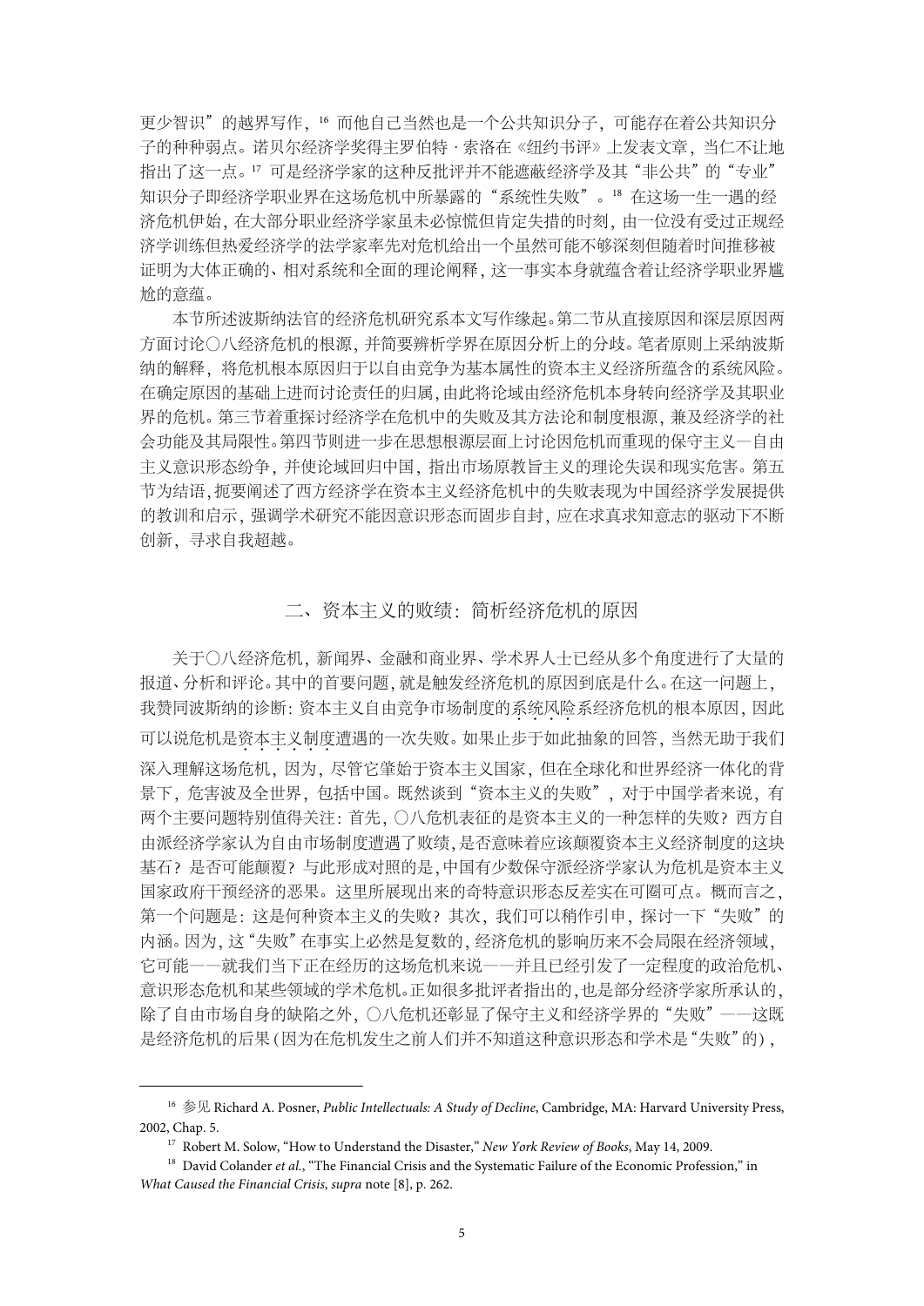更少智识"的越界写作，[16] 而他自己当然也是一个公共知识分子，可能存在着公共知识分子的种种弱点。诺贝尔经济学奖得主罗伯特 · 索洛在《纽约书评》上发表文章，当仁不让地指出了这一点。[17] 可是经济学家的这种反批评并不能遮蔽经济学及其"非公共"的"专业"知识分子即经济学职业界在这场危机中所暴露的"系统性失败"。[18] 在这场一生一遇的经济危机伊始，在大部分职业经济学家虽未必惊慌但肯定失措的时刻，由一位没有受过正规经济学训练但热爱经济学的法学家率先对危机给出一个虽然可能不够深刻但随着时间推移被证明为大体正确的、相对系统和全面的理论阐释，这一事实本身就蕴含着让经济学职业界尴尬的意蕴。

本节所述波斯纳法官的经济危机研究系本文写作缘起。第二节从直接原因和深层原因两方面讨论〇八经济危机的根源，并简要辨析学界在原因分析上的分歧。笔者原则上采纳波斯纳的解释，将危机根本原因归于以自由竞争为基本属性的资本主义经济所蕴含的系统风险。在确定原因的基础上进而讨论责任的归属，由此将论域由经济危机本身转向经济学及其职业界的危机。第三节着重探讨经济学在危机中的失败及其方法论和制度根源，兼及经济学的社会功能及其局限性。第四节则进一步在思想根源层面上讨论因危机而重现的保守主义—自由主义意识形态纷争，并使论域回归中国，指出市场原教旨主义的理论失误和现实危害。第五节为结语，扼要阐述了西方经济学在资本主义经济危机中的失败表现为中国经济学发展提供的教训和启示，强调学术研究不能因意识形态而固步自封，应在求真求知意志的驱动下不断创新，寻求自我超越。

## 二、资本主义的败绩：简析经济危机的原因

关于〇八经济危机，新闻界、金融和商业界、学术界人士已经从多个角度进行了大量的报道、分析和评论。其中的首要问题，就是触发经济危机的原因到底是什么。在这一问题上，我赞同波斯纳的诊断：资本主义自由竞争市场制度的系统风险系经济危机的根本原因，因此可以说危机是资本主义制度遭遇的一次失败。如果止步于如此抽象的回答，当然无助于我们深入理解这场危机，因为，尽管它肇始于资本主义国家，但在全球化和世界经济一体化的背景下，危害波及全世界，包括中国。既然谈到"资本主义的失败"，对于中国学者来说，有两个主要问题特别值得关注：首先，〇八危机表征的是资本主义的一种怎样的失败？西方自由派经济学家认为自由市场制度遭遇了败绩，是否意味着应该颠覆资本主义经济制度的这块基石？是否可能颠覆？与此形成对照的是，中国有少数保守派经济学家认为危机是资本主义国家政府干预经济的恶果。这里所展现出来的奇特意识形态反差实在可圈可点。概而言之，第一个问题是：这是何种资本主义的失败？其次，我们可以稍作引申，探讨一下"失败"的内涵。因为，这"失败"在事实上必然是复数的，经济危机的影响历来不会局限在经济领域，它可能——就我们当下正在经历的这场危机来说——并且已经引发了一定程度的政治危机、意识形态危机和某些领域的学术危机。正如很多批评者指出的，也是部分经济学家所承认的，除了自由市场自身的缺陷之外，〇八危机还彰显了保守主义和经济学界的"失败"——这既是经济危机的后果（因为在危机发生之前人们并不知道这种意识形态和学术是"失败"的），

---

[16] 参见 Richard A. Posner, *Public Intellectuals: A Study of Decline*, Cambridge, MA: Harvard University Press, 2002, Chap. 5.

[17] Robert M. Solow, "How to Understand the Disaster," *New York Review of Books*, May 14, 2009.

[18] David Colander *et al.*, "The Financial Crisis and the Systematic Failure of the Economic Profession," in *What Caused the Financial Crisis*, *supra* note [8], p. 262.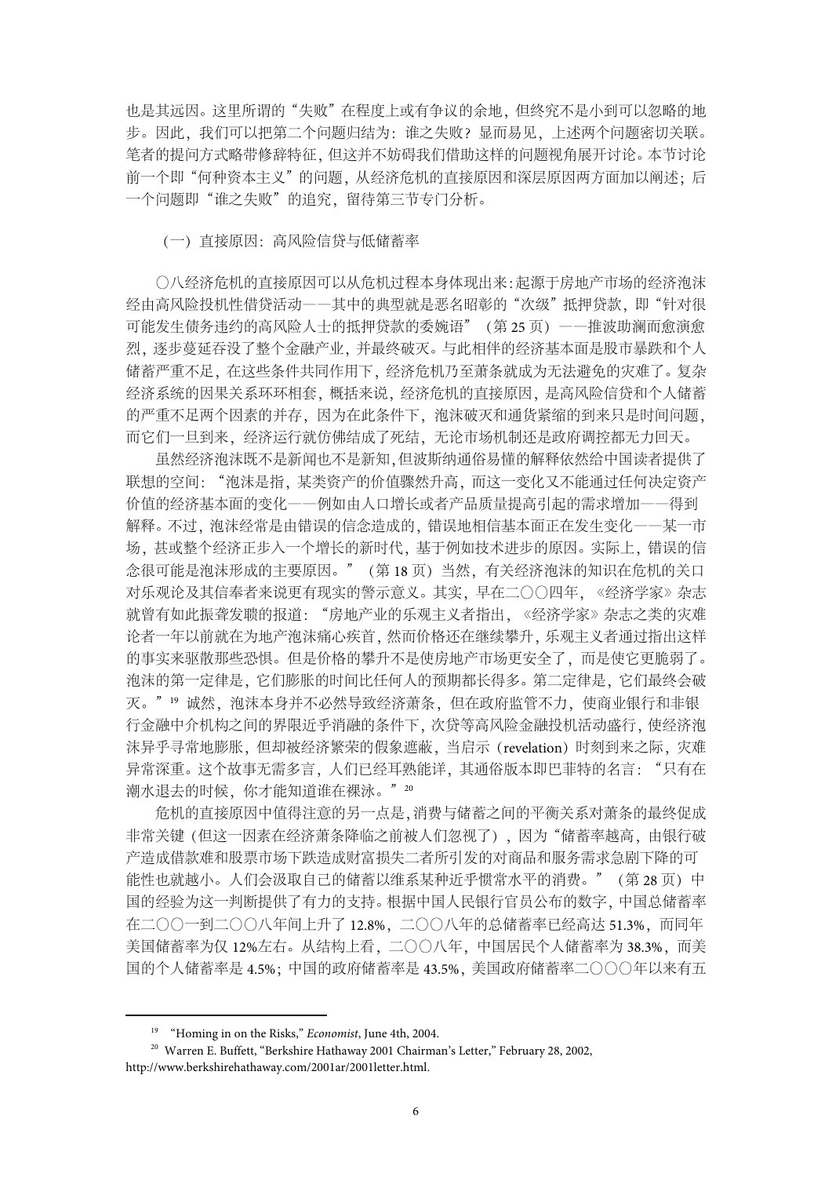也是其远因。这里所谓的“失败”在程度上或有争议的余地，但终究不是小到可以忽略的地步。因此，我们可以把第二个问题归结为：谁之失败？显而易见，上述两个问题密切关联。笔者的提问方式略带修辞特征，但这并不妨碍我们借助这样的问题视角展开讨论。本节讨论前一个即“何种资本主义”的问题，从经济危机的直接原因和深层原因两方面加以阐述；后一个问题即“谁之失败”的追究，留待第三节专门分析。

### （一）直接原因：高风险信贷与低储蓄率

〇八经济危机的直接原因可以从危机过程本身体现出来：起源于房地产市场的经济泡沫经由高风险投机性借贷活动——其中的典型就是恶名昭彰的“次级”抵押贷款，即“针对很可能发生债务违约的高风险人士的抵押贷款的委婉语”（第 25 页）——推波助澜而愈演愈烈，逐步蔓延吞没了整个金融产业，并最终破灭。与此相伴的经济基本面是股市暴跌和个人储蓄严重不足，在这些条件共同作用下，经济危机乃至萧条就成为无法避免的灾难了。复杂经济系统的因果关系环环相套，概括来说，经济危机的直接原因，是高风险信贷和个人储蓄的严重不足两个因素的并存，因为在此条件下，泡沫破灭和通货紧缩的到来只是时间问题，而它们一旦到来，经济运行就仿佛结成了死结，无论市场机制还是政府调控都无力回天。

虽然经济泡沫既不是新闻也不是新知，但波斯纳通俗易懂的解释依然给中国读者提供了联想的空间：“泡沫是指，某类资产的价值骤然升高，而这一变化又不能通过任何决定资产价值的经济基本面的变化——例如由人口增长或者产品质量提高引起的需求增加——得到解释。不过，泡沫经常是由错误的信念造成的，错误地相信基本面正在发生变化——某一市场，甚或整个经济正步入一个增长的新时代，基于例如技术进步的原因。实际上，错误的信念很可能是泡沫形成的主要原因。”（第 18 页）当然，有关经济泡沫的知识在危机的关口对乐观论及其信奉者来说更有现实的警示意义。其实，早在二〇〇四年，《经济学家》杂志就曾有如此振聋发聩的报道：“房地产业的乐观主义者指出，《经济学家》杂志之类的灾难论者一年以前就在为地产泡沫痛心疾首，然而价格还在继续攀升，乐观主义者通过指出这样的事实来驱散那些恐惧。但是价格的攀升不是使房地产市场更安全了，而是使它更脆弱了。泡沫的第一定律是，它们膨胀的时间比任何人的预期都长得多。第二定律是，它们最终会破灭。”[19] 诚然，泡沫本身并不必然导致经济萧条，但在政府监管不力，使商业银行和非银行金融中介机构之间的界限近乎消融的条件下，次贷等高风险金融投机活动盛行，使经济泡沫异乎寻常地膨胀，但却被经济繁荣的假象遮蔽，当启示（revelation）时刻到来之际，灾难异常深重。这个故事无需多言，人们已经耳熟能详，其通俗版本即巴菲特的名言：“只有在潮水退去的时候，你才能知道谁在裸泳。”[20]

危机的直接原因中值得注意的另一点是，消费与储蓄之间的平衡关系对萧条的最终促成非常关键（但这一因素在经济萧条降临之前被人们忽视了），因为“储蓄率越高，由银行破产造成借款难和股票市场下跌造成财富损失二者所引发的对商品和服务需求急剧下降的可能性也就越小。人们会汲取自己的储蓄以维系某种近乎惯常水平的消费。”（第 28 页）中国的经验为这一判断提供了有力的支持。根据中国人民银行官员公布的数字，中国总储蓄率在二〇〇一到二〇〇八年间上升了 12.8%，二〇〇八年的总储蓄率已经高达 51.3%，而同年美国储蓄率为仅 12%左右。从结构上看，二〇〇八年，中国居民个人储蓄率为 38.3%，而美国的个人储蓄率是 4.5%；中国的政府储蓄率是 43.5%，美国政府储蓄率二〇〇〇年以来有五

---

[19] “Homing in on the Risks,” *Economist*, June 4th, 2004.

[20] Warren E. Buffett, “Berkshire Hathaway 2001 Chairman's Letter,” February 28, 2002, http://www.berkshirehathaway.com/2001ar/2001letter.html.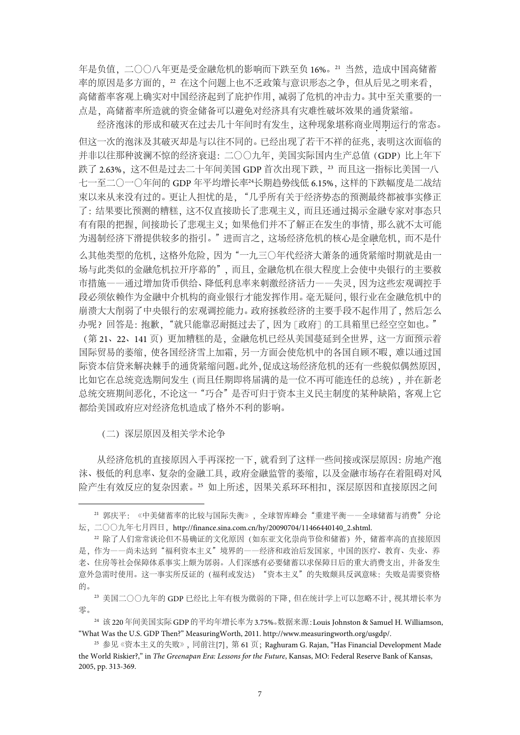年是负值，二〇〇八年更是受金融危机的影响而下跌至负 16%。[21] 当然，造成中国高储蓄率的原因是多方面的，[22] 在这个问题上也不乏政策与意识形态之争，但从后见之明来看，高储蓄率客观上确实对中国经济起到了庇护作用，减弱了危机的冲击力。其中至关重要的一点是，高储蓄率所造就的资金储备可以避免对经济具有灾难性破坏效果的通货紧缩。

经济泡沫的形成和破灭在过去几十年间时有发生，这种现象堪称商业周期运行的常态。但这一次的泡沫及其破灭却是与以往不同的。已经出现了若干不祥的征兆，表明这次面临的并非以往那种波澜不惊的经济衰退：二〇〇九年，美国实际国内生产总值（GDP）比上年下跌了 2.63%，这不但是过去二十年间美国 GDP 首次出现下跌，[23] 而且这一指标比美国一八七一至二〇一〇年间的 GDP 年平均增长率[24]长期趋势线低 6.15%，这样的下跌幅度是二战结束以来从来没有过的。更让人担忧的是，"几乎所有关于经济势态的预测最终都被事实修正了：结果要比预测的糟糕，这不仅直接助长了悲观主义，而且还通过揭示金融专家对事态只有有限的把握，间接助长了悲观主义；如果他们并不了解正在发生的事情，那么就不太可能为遏制经济下滑提供较多的指引。"进而言之，这场经济危机的核心是金融危机，而不是什么其他类型的危机，这格外危险，因为"一九三〇年代经济大萧条的通货紧缩时期就是由一场与此类似的金融危机拉开序幕的"，而且，金融危机在很大程度上会使中央银行的主要救市措施——通过增加货币供给、降低利息率来刺激经济活力——失灵，因为这些宏观调控手段必须依赖作为金融中介机构的商业银行才能发挥作用。毫无疑问，银行业在金融危机中的崩溃大大削弱了中央银行的宏观调控能力。政府拯救经济的主要手段不起作用了，然后怎么办呢？回答是：抱歉，"就只能靠忍耐挺过去了，因为［政府］的工具箱里已经空空如也。"（第 21、22、141 页）更加糟糕的是，金融危机已经从美国蔓延到全世界，这一方面预示着国际贸易的萎缩，使各国经济雪上加霜，另一方面会使危机中的各国自顾不暇，难以通过国际资本信贷来解决棘手的通货紧缩问题。此外，促成这场经济危机的还有一些貌似偶然原因，比如它在总统竞选期间发生（而且任期即将届满的是一位不再可能连任的总统），并在新老总统交班期间恶化，不论这一"巧合"是否可归于资本主义民主制度的某种缺陷，客观上它都给美国政府应对经济危机造成了格外不利的影响。

### （二）深层原因及相关学术论争

从经济危机的直接原因入手再深挖一下，就看到了这样一些间接或深层原因：房地产泡沫、极低的利息率、复杂的金融工具，政府金融监管的萎缩，以及金融市场存在着阻碍对风险产生有效反应的复杂因素。[25] 如上所述，因果关系环环相扣，深层原因和直接原因之间

---

[21] 郭庆平：《中美储蓄率的比较与国际失衡》，全球智库峰会"重建平衡——全球储蓄与消费"分论坛，二〇〇九年七月四日，http://finance.sina.com.cn/hy/20090704/11466440140_2.shtml.

[22] 除了人们常常谈论但不易确证的文化原因（如东亚文化崇尚节俭和储蓄）外，储蓄率高的直接原因是，作为——尚未达到"福利资本主义"境界的——经济和政治后发国家，中国的医疗、教育、失业、养老、住房等社会保障体系事实上颇为孱弱。人们深感有必要储蓄以求保障日后的重大消费支出，并备发生意外急需时使用。这一事实所反证的（福利或发达）"资本主义"的失败颇具反讽意味：失败是需要资格的。

[23] 美国二〇〇九年的 GDP 已经比上年有极为微弱的下降，但在统计学上可以忽略不计，视其增长率为零。

[24] 该 220 年间美国实际 GDP 的平均年增长率为 3.75%。数据来源：Louis Johnston & Samuel H. Williamson, "What Was the U.S. GDP Then?" MeasuringWorth, 2011. http://www.measuringworth.org/usgdp/.

[25] 参见《资本主义的失败》，同前注[7]，第 61 页；Raghuram G. Rajan, "Has Financial Development Made the World Riskier?," in *The Greenapan Era: Lessons for the Future*, Kansas, MO: Federal Reserve Bank of Kansas, 2005, pp. 313-369.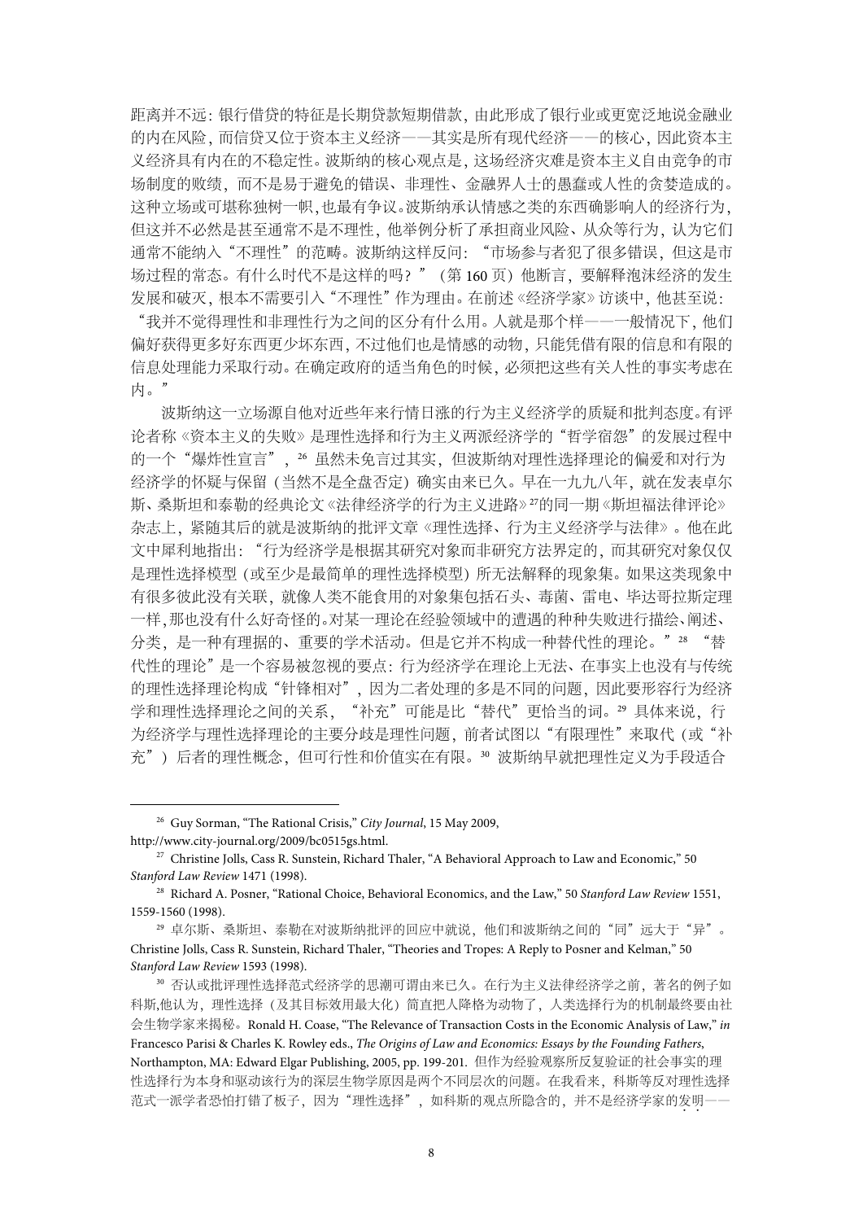距离并不远：银行借贷的特征是长期贷款短期借款，由此形成了银行业或更宽泛地说金融业的内在风险，而信贷又位于资本主义经济——其实是所有现代经济——的核心，因此资本主义经济具有内在的不稳定性。波斯纳的核心观点是，这场经济灾难是资本主义自由竞争的市场制度的败绩，而不是易于避免的错误、非理性、金融界人士的愚蠢或人性的贪婪造成的。这种立场或可堪称独树一帜，也最有争议。波斯纳承认情感之类的东西确影响人的经济行为，但这并不必然是甚至通常不是不理性，他举例分析了承担商业风险、从众等行为，认为它们通常不能纳入"不理性"的范畴。波斯纳这样反问："市场参与者犯了很多错误，但这是市场过程的常态。有什么时代不是这样的吗？"（第 160 页）他断言，要解释泡沫经济的发生发展和破灭，根本不需要引入"不理性"作为理由。在前述《经济学家》访谈中，他甚至说："我并不觉得理性和非理性行为之间的区分有什么用。人就是那个样——一般情况下，他们偏好获得更多好东西更少坏东西，不过他们也是情感的动物，只能凭借有限的信息和有限的信息处理能力采取行动。在确定政府的适当角色的时候，必须把这些有关人性的事实考虑在内。"

波斯纳这一立场源自他对近些年来行情日涨的行为主义经济学的质疑和批判态度。有评论者称《资本主义的失败》是理性选择和行为主义两派经济学的"哲学宿怨"的发展过程中的一个"爆炸性宣言"，[26] 虽然未免言过其实，但波斯纳对理性选择理论的偏爱和对行为经济学的怀疑与保留（当然不是全盘否定）确实由来已久。早在一九九八年，就在发表卓尔斯、桑斯坦和泰勒的经典论文《法律经济学的行为主义进路》[27]的同一期《斯坦福法律评论》杂志上，紧随其后的就是波斯纳的批评文章《理性选择、行为主义经济学与法律》。他在此文中犀利地指出："行为经济学是根据其研究对象而非研究方法界定的，而其研究对象仅仅是理性选择模型（或至少是最简单的理性选择模型）所无法解释的现象集。如果这类现象中有很多彼此没有关联，就像人类不能食用的对象集包括石头、毒菌、雷电、毕达哥拉斯定理一样，那也没有什么好奇怪的。对某一理论在经验领域中的遭遇的种种失败进行描绘、阐述、分类，是一种有理据的、重要的学术活动。但是它并不构成一种替代性的理论。"[28] "替代性的理论"是一个容易被忽视的要点：行为经济学在理论上无法、在事实上也没有与传统的理性选择理论构成"针锋相对"，因为二者处理的多是不同的问题，因此要形容行为经济学和理性选择理论之间的关系，"补充"可能是比"替代"更恰当的词。[29] 具体来说，行为经济学与理性选择理论的主要分歧是理性问题，前者试图以"有限理性"来取代（或"补充"）后者的理性概念，但可行性和价值实在有限。[30] 波斯纳早就把理性定义为手段适合

---

[26] Guy Sorman, "The Rational Crisis," *City Journal*, 15 May 2009, http://www.city-journal.org/2009/bc0515gs.html.

[27] Christine Jolls, Cass R. Sunstein, Richard Thaler, "A Behavioral Approach to Law and Economic," 50 *Stanford Law Review* 1471 (1998).

[28] Richard A. Posner, "Rational Choice, Behavioral Economics, and the Law," 50 *Stanford Law Review* 1551, 1559-1560 (1998).

[29] 卓尔斯、桑斯坦、泰勒在对波斯纳批评的回应中就说，他们和波斯纳之间的"同"远大于"异"。Christine Jolls, Cass R. Sunstein, Richard Thaler, "Theories and Tropes: A Reply to Posner and Kelman," 50 *Stanford Law Review* 1593 (1998).

[30] 否认或批评理性选择范式经济学的思潮可谓由来已久。在行为主义法律经济学之前，著名的例子如科斯，他认为，理性选择（及其目标效用最大化）简直把人降格为动物了，人类选择行为的机制最终要由社会生物学家来揭秘。Ronald H. Coase, "The Relevance of Transaction Costs in the Economic Analysis of Law," *in* Francesco Parisi & Charles K. Rowley eds., *The Origins of Law and Economics: Essays by the Founding Fathers*, Northampton, MA: Edward Elgar Publishing, 2005, pp. 199-201. 但作为经验观察所反复验证的社会事实的理性选择行为本身和驱动该行为的深层生物学原因是两个不同层次的问题。在我看来，科斯等反对理性选择范式一派学者恐怕打错了板子，因为"理性选择"，如科斯的观点所隐含的，并不是经济学家的发明——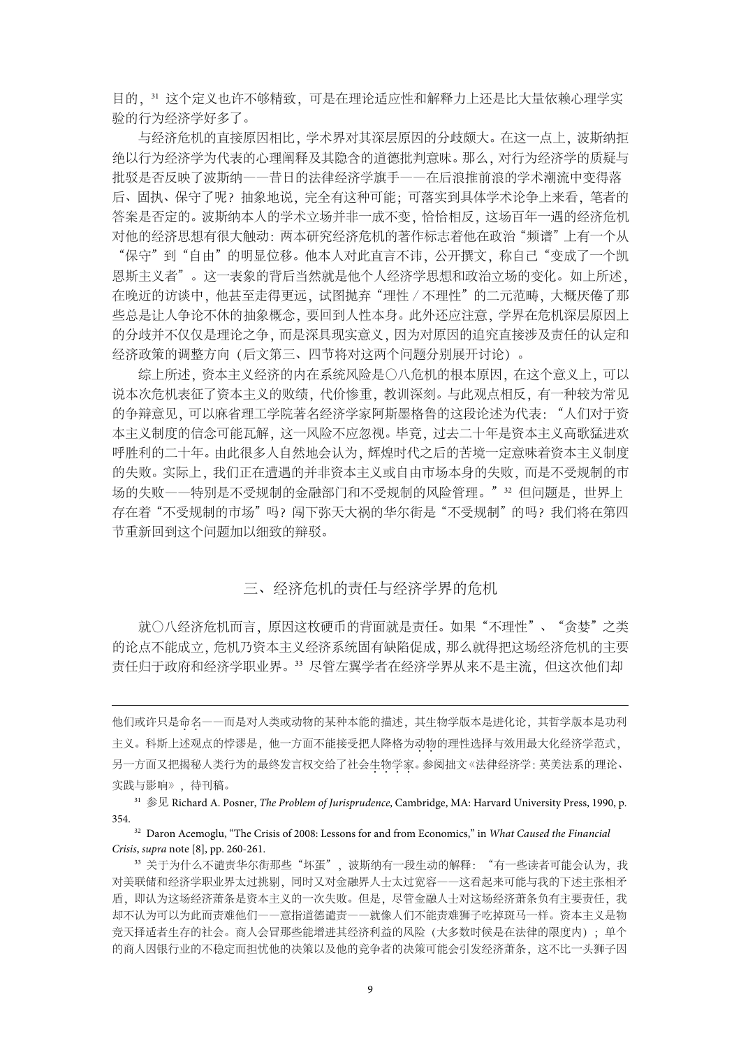目的，[31] 这个定义也许不够精致，可是在理论适应性和解释力上还是比大量依赖心理学实验的行为经济学好多了。

与经济危机的直接原因相比，学术界对其深层原因的分歧颇大。在这一点上，波斯纳拒绝以行为经济学为代表的心理阐释及其隐含的道德批判意味。那么，对行为经济学的质疑与批驳是否反映了波斯纳——昔日的法律经济学旗手——在后浪推前浪的学术潮流中变得落后、固执、保守了呢？抽象地说，完全有这种可能；可落实到具体学术论争上来看，笔者的答案是否定的。波斯纳本人的学术立场并非一成不变，恰恰相反，这场百年一遇的经济危机对他的经济思想有很大触动：两本研究经济危机的著作标志着他在政治"频谱"上有一个从"保守"到"自由"的明显位移。他本人对此直言不讳，公开撰文，称自己"变成了一个凯恩斯主义者"。这一表象的背后当然就是他个人经济学思想和政治立场的变化。如上所述，在晚近的访谈中，他甚至走得更远，试图抛弃"理性 / 不理性"的二元范畴，大概厌倦了那些总是让人争论不休的抽象概念，要回到人性本身。此外还应注意，学界在危机深层原因上的分歧并不仅仅是理论之争，而是深具现实意义，因为对原因的追究直接涉及责任的认定和经济政策的调整方向（后文第三、四节将对这两个问题分别展开讨论）。

综上所述，资本主义经济的内在系统风险是〇八危机的根本原因，在这个意义上，可以说本次危机表征了资本主义的败绩，代价惨重，教训深刻。与此观点相反，有一种较为常见的争辩意见，可以麻省理工学院著名经济学家阿斯墨格鲁的这段论述为代表："人们对于资本主义制度的信念可能瓦解，这一风险不应忽视。毕竟，过去二十年是资本主义高歌猛进欢呼胜利的二十年。由此很多人自然地会认为，辉煌时代之后的苦境一定意味着资本主义制度的失败。实际上，我们正在遭遇的并非资本主义或自由市场本身的失败，而是不受规制的市场的失败——特别是不受规制的金融部门和不受规制的风险管理。"[32] 但问题是，世界上存在着"不受规制的市场"吗？闯下弥天大祸的华尔街是"不受规制"的吗？我们将在第四节重新回到这个问题加以细致的辩驳。

## 三、经济危机的责任与经济学界的危机

就〇八经济危机而言，原因这枚硬币的背面就是责任。如果"不理性"、"贪婪"之类的论点不能成立，危机乃资本主义经济系统固有缺陷促成，那么就得把这场经济危机的主要责任归于政府和经济学职业界。[33] 尽管左翼学者在经济学界从来不是主流，但这次他们却

---

他们或许只是命名——而是对人类或动物的某种本能的描述，其生物学版本是进化论，其哲学版本是功利主义。科斯上述观点的悖谬是，他一方面不能接受把人降格为动物的理性选择与效用最大化经济学范式，另一方面又把揭秘人类行为的最终发言权交给了社会生物学家。参阅拙文《法律经济学：英美法系的理论、实践与影响》，待刊稿。

[31] 参见 Richard A. Posner, *The Problem of Jurisprudence*, Cambridge, MA: Harvard University Press, 1990, p. 354.

[32] Daron Acemoglu, "The Crisis of 2008: Lessons for and from Economics," in *What Caused the Financial Crisis*, *supra* note [8], pp. 260-261.

[33] 关于为什么不谴责华尔街那些"坏蛋"，波斯纳有一段生动的解释："有一些读者可能会认为，我对美联储和经济学职业界太过挑剔，同时又对金融界人士太过宽容——这看起来可能与我的下述主张相矛盾，即认为这场经济萧条是资本主义的一次失败。但是，尽管金融人士对这场经济萧条负有主要责任，我却不认为可以为此而责难他们——意指道德谴责——就像人们不能责难狮子吃掉斑马一样。资本主义是物竞天择适者生存的社会。商人会冒那些能增进其经济利益的风险（大多数时候是在法律的限度内）；单个的商人因银行业的不稳定而担忧他的决策以及他的竞争者的决策可能会引发经济萧条，这不比一头狮子因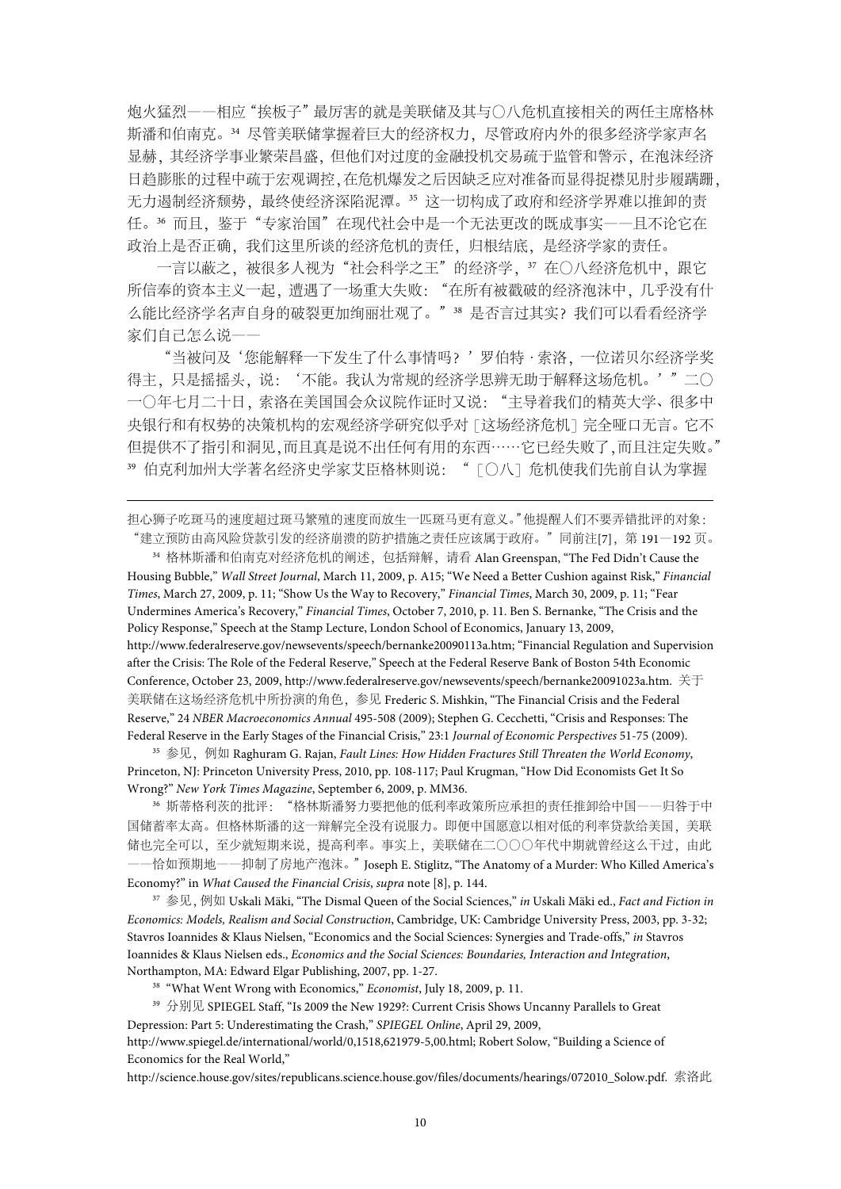炮火猛烈——相应"挨板子"最厉害的就是美联储及其与〇八危机直接相关的两任主席格林斯潘和伯南克。[34] 尽管美联储掌握着巨大的经济权力，尽管政府内外的很多经济学家声名显赫，其经济学事业繁荣昌盛，但他们对过度的金融投机交易疏于监管和警示，在泡沫经济日趋膨胀的过程中疏于宏观调控，在危机爆发之后因缺乏应对准备而显得捉襟见肘步履蹒跚，无力遏制经济颓势，最终使经济深陷泥潭。[35] 这一切构成了政府和经济学界难以推卸的责任。[36] 而且，鉴于"专家治国"在现代社会中是一个无法更改的既成事实——且不论它在政治上是否正确，我们这里所谈的经济危机的责任，归根结底，是经济学家的责任。

一言以蔽之，被很多人视为"社会科学之王"的经济学，[37] 在〇八经济危机中，跟它所信奉的资本主义一起，遭遇了一场重大失败："在所有被戳破的经济泡沫中，几乎没有什么能比经济学名声自身的破裂更加绚丽壮观了。"[38] 是否言过其实？我们可以看看经济学家们自己怎么说——

"当被问及'您能解释一下发生了什么事情吗？'罗伯特·索洛，一位诺贝尔经济学奖得主，只是摇摇头，说：'不能。我认为常规的经济学思辨无助于解释这场危机。'"二〇一〇年七月二十日，索洛在美国国会众议院作证时又说："主导着我们的精英大学、很多中央银行和有权势的决策机构的宏观经济学研究似乎对［这场经济危机］完全哑口无言。它不但提供不了指引和洞见，而且真是说不出任何有用的东西……它已经失败了，而且注定失败。"[39] 伯克利加州大学著名经济史学家艾臣格林则说："［〇八］危机使我们先前自认为掌握

---

担心狮子吃斑马的速度超过斑马繁殖的速度而放生一匹斑马更有意义。"他提醒人们不要弄错批评的对象："建立预防由高风险贷款引发的经济崩溃的防护措施之责任应该属于政府。"同前注[7]，第 191—192 页。

[34] 格林斯潘和伯南克对经济危机的阐述，包括辩解，请看 Alan Greenspan, "The Fed Didn't Cause the Housing Bubble," *Wall Street Journal*, March 11, 2009, p. A15; "We Need a Better Cushion against Risk," *Financial Times*, March 27, 2009, p. 11; "Show Us the Way to Recovery," *Financial Times*, March 30, 2009, p. 11; "Fear Undermines America's Recovery," *Financial Times*, October 7, 2010, p. 11. Ben S. Bernanke, "The Crisis and the Policy Response," Speech at the Stamp Lecture, London School of Economics, January 13, 2009, http://www.federalreserve.gov/newsevents/speech/bernanke20090113a.htm; "Financial Regulation and Supervision after the Crisis: The Role of the Federal Reserve," Speech at the Federal Reserve Bank of Boston 54th Economic Conference, October 23, 2009, http://www.federalreserve.gov/newsevents/speech/bernanke20091023a.htm. 关于美联储在这场经济危机中所扮演的角色，参见 Frederic S. Mishkin, "The Financial Crisis and the Federal Reserve," 24 *NBER Macroeconomics Annual* 495-508 (2009); Stephen G. Cecchetti, "Crisis and Responses: The Federal Reserve in the Early Stages of the Financial Crisis," 23:1 *Journal of Economic Perspectives* 51-75 (2009).

[35] 参见，例如 Raghuram G. Rajan, *Fault Lines: How Hidden Fractures Still Threaten the World Economy*, Princeton, NJ: Princeton University Press, 2010, pp. 108-117; Paul Krugman, "How Did Economists Get It So Wrong?" *New York Times Magazine*, September 6, 2009, p. MM36.

[36] 斯蒂格利茨的批评："格林斯潘努力要把他的低利率政策所应承担的责任推卸给中国——归咎于中国储蓄率太高。但格林斯潘的这一辩解完全没有说服力。即便中国愿意以相对低的利率贷款给美国，美联储也完全可以，至少就短期来说，提高利率。事实上，美联储在二〇〇〇年代中期就曾经这么干过，由此——恰如预期地——抑制了房地产泡沫。" Joseph E. Stiglitz, "The Anatomy of a Murder: Who Killed America's Economy?" in *What Caused the Financial Crisis*, *supra* note [8], p. 144.

[37] 参见，例如 Uskali Mäki, "The Dismal Queen of the Social Sciences," *in* Uskali Mäki ed., *Fact and Fiction in Economics: Models, Realism and Social Construction*, Cambridge, UK: Cambridge University Press, 2003, pp. 3-32; Stavros Ioannides & Klaus Nielsen, "Economics and the Social Sciences: Synergies and Trade-offs," *in* Stavros Ioannides & Klaus Nielsen eds., *Economics and the Social Sciences: Boundaries, Interaction and Integration*, Northampton, MA: Edward Elgar Publishing, 2007, pp. 1-27.

[38] "What Went Wrong with Economics," *Economist*, July 18, 2009, p. 11.

[39] 分别见 SPIEGEL Staff, "Is 2009 the New 1929?: Current Crisis Shows Uncanny Parallels to Great Depression: Part 5: Underestimating the Crash," *SPIEGEL Online*, April 29, 2009, http://www.spiegel.de/international/world/0,1518,621979-5,00.html; Robert Solow, "Building a Science of Economics for the Real World," http://science.house.gov/sites/republicans.science.house.gov/files/documents/hearings/072010_Solow.pdf. 索洛此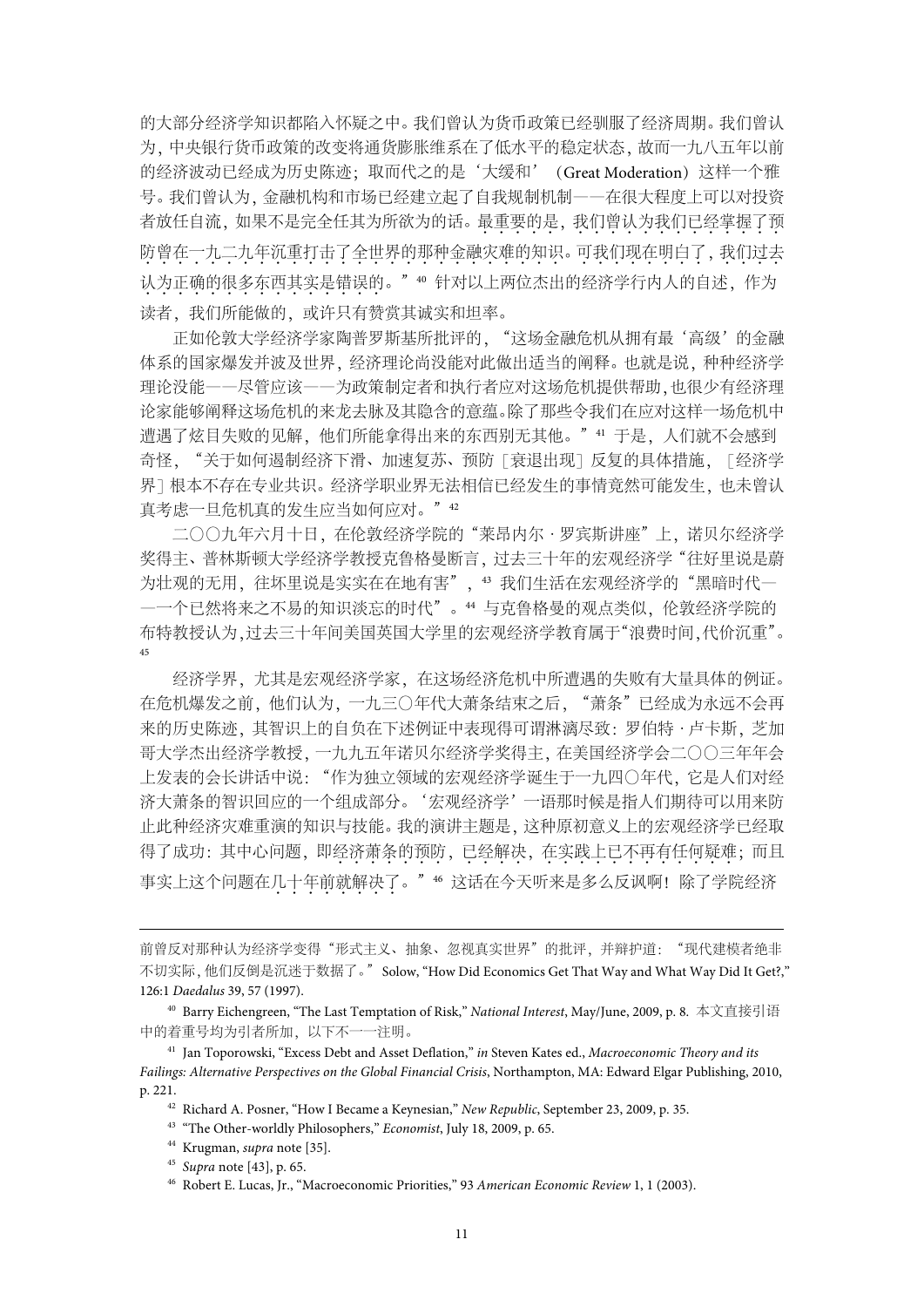的大部分经济学知识都陷入怀疑之中。我们曾认为货币政策已经驯服了经济周期。我们曾认为，中央银行货币政策的改变将通货膨胀维系在了低水平的稳定状态，故而一九八五年以前的经济波动已经成为历史陈迹；取而代之的是'大缓和'（Great Moderation）这样一个雅号。我们曾认为，金融机构和市场已经建立起了自我规制机制——在很大程度上可以对投资者放任自流，如果不是完全任其为所欲为的话。最重要的是，我们曾认为我们已经掌握了预防曾在一九二九年沉重打击了全世界的那种金融灾难的知识。可我们现在明白了，我们过去认为正确的很多东西其实是错误的。"[40] 针对以上两位杰出的经济学行内人的自述，作为读者，我们所能做的，或许只有赞赏其诚实和坦率。

正如伦敦大学经济学家陶普罗斯基所批评的，"这场金融危机从拥有最'高级'的金融体系的国家爆发并波及世界，经济理论尚没能对此做出适当的阐释。也就是说，种种经济学理论没能——尽管应该——为政策制定者和执行者应对这场危机提供帮助，也很少有经济理论家能够阐释这场危机的来龙去脉及其隐含的意蕴。除了那些令我们在应对这样一场危机中遭遇了炫目失败的见解，他们所能拿得出来的东西别无其他。"[41] 于是，人们就不会感到奇怪，"关于如何遏制经济下滑、加速复苏、预防［衰退出现］反复的具体措施，［经济学界］根本不存在专业共识。经济学职业界无法相信已经发生的事情竟然可能发生，也未曾认真考虑一旦危机真的发生应当如何应对。"[42]

二〇〇九年六月十日，在伦敦经济学院的"莱昂内尔·罗宾斯讲座"上，诺贝尔经济学奖得主、普林斯顿大学经济学教授克鲁格曼断言，过去三十年的宏观经济学"往好里说是蔚为壮观的无用，往坏里说是实实在在地有害"，[43] 我们生活在宏观经济学的"黑暗时代——一个已然将来之不易的知识淡忘的时代"。[44] 与克鲁格曼的观点类似，伦敦经济学院的布特教授认为，过去三十年间美国英国大学里的宏观经济学教育属于"浪费时间，代价沉重"。[45]

经济学界，尤其是宏观经济学家，在这场经济危机中所遭遇的失败有大量具体的例证。在危机爆发之前，他们认为，一九三〇年代大萧条结束之后，"萧条"已经成为永远不会再来的历史陈迹，其智识上的自负在下述例证中表现得可谓淋漓尽致：罗伯特·卢卡斯，芝加哥大学杰出经济学教授，一九九五年诺贝尔经济学奖得主，在美国经济学会二〇〇三年年会上发表的会长讲话中说："作为独立领域的宏观经济学诞生于一九四〇年代，它是人们对经济大萧条的智识回应的一个组成部分。'宏观经济学'一语那时候是指人们期待可以用来防止此种经济灾难重演的知识与技能。我的演讲主题是，这种原初意义上的宏观经济学已经取得了成功：其中心问题，即经济萧条的预防，已经解决，在实践上已不再有任何疑难；而且事实上这个问题在几十年前就解决了。"[46] 这话在今天听来是多么反讽啊！除了学院经济

---

前曾反对那种认为经济学变得"形式主义、抽象、忽视真实世界"的批评，并辩护道："现代建模者绝非不切实际，他们反倒是沉迷于数据了。" Solow, "How Did Economics Get That Way and What Way Did It Get?," 126:1 *Daedalus* 39, 57 (1997).

[40] Barry Eichengreen, "The Last Temptation of Risk," *National Interest*, May/June, 2009, p. 8. 本文直接引语中的着重号均为引者所加，以下不一一注明。

[41] Jan Toporowski, "Excess Debt and Asset Deflation," *in* Steven Kates ed., *Macroeconomic Theory and its Failings: Alternative Perspectives on the Global Financial Crisis*, Northampton, MA: Edward Elgar Publishing, 2010, p. 221.

[42] Richard A. Posner, "How I Became a Keynesian," *New Republic*, September 23, 2009, p. 35.

[43] "The Other-worldly Philosophers," *Economist*, July 18, 2009, p. 65.

[44] Krugman, *supra* note [35].

[45] *Supra* note [43], p. 65.

[46] Robert E. Lucas, Jr., "Macroeconomic Priorities," 93 *American Economic Review* 1, 1 (2003).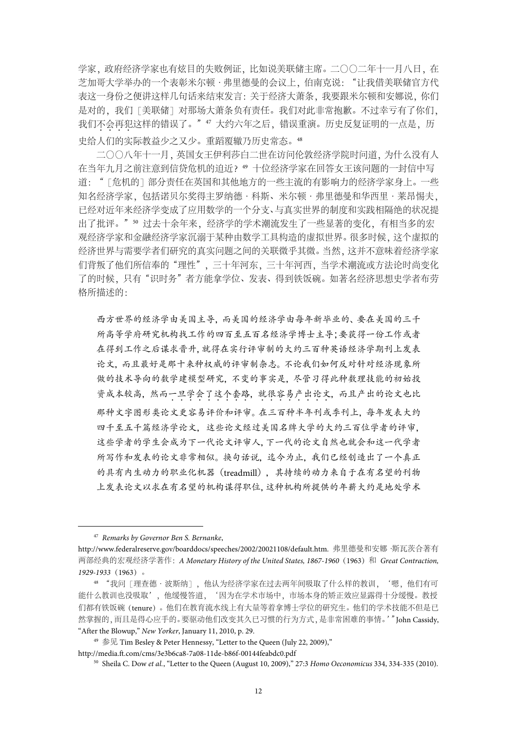学家，政府经济学家也有炫目的失败例证，比如说美联储主席。二〇〇二年十一月八日，在芝加哥大学举办的一个表彰米尔顿·弗里德曼的会议上，伯南克说："让我借美联储官方代表这一身份之便讲这样几句话来结束发言：关于经济大萧条，我要跟米尔顿和安娜说，你们是对的，我们［美联储］对那场大萧条负有责任。我们对此非常抱歉。不过幸亏有了你们，我们不会再犯这样的错误了。"[47] 大约六年之后，错误重演。历史反复证明的一点是，历史给人们的实际教益少之又少。重蹈覆辙乃历史常态。[48]

二〇〇八年十一月，英国女王伊利莎白二世在访问伦敦经济学院时问道，为什么没有人在当年九月之前注意到信贷危机的迫近？[49] 十位经济学家在回答女王该问题的一封信中写道："［危机的］部分责任在英国和其他地方的一些主流的有影响力的经济学家身上。一些知名经济学家，包括诺贝尔奖得主罗纳德·科斯、米尔顿·弗里德曼和华西里·莱昂惕夫，已经对近年来经济学变成了应用数学的一个分支、与真实世界的制度和实践相隔绝的状况提出了批评。"[50] 过去十余年来，经济学的学术潮流发生了一些显著的变化，有相当多的宏观经济学家和金融经济学家沉溺于某种由数学工具构造的虚拟世界。很多时候，这个虚拟的经济世界与需要学者们研究的真实问题之间的关联微乎其微。当然，这并不意味着经济学家们背叛了他们所信奉的"理性"，三十年河东，三十年河西，当学术潮流或方法论时尚变化了的时候，只有"识时务"者方能拿学位、发表、得到铁饭碗。如著名经济思想史学者布劳格所描述的：

> 西方世界的经济学由美国主导，而美国的经济学由每年新毕业的、要在美国的三千所高等学府研究机构找工作的四百至五百名经济学博士主导；要获得一份工作或者在得到工作之后谋求晋升，就得在实行评审制的大约三百种英语经济学期刊上发表论文，而且最好是那十来种权威的评审制杂志。不论我们如何反对针对经济现象所做的技术导向的数学建模型研究，不变的事实是，尽管习得此种数理技能的初始投资成本较高，然而一旦学会了这个套路，就很容易产出论文，而且产出的论文也比那种文字图形类论文更容易评价和评审。在三百种半年刊或季刊上，每年发表大约四千至五千篇经济学论文，这些论文经过美国名牌大学的大约三百位学者的评审，这些学者的学生会成为下一代论文评审人，下一代的论文自然也就会和这一代学者所写作和发表的论文非常相似。换句话说，迄今为止，我们已经创造出了一个真正的具有内生动力的职业化机器（treadmill），其持续的动力来自于在有名望的刊物上发表论文以求在有名望的机构谋得职位，这种机构所提供的年薪大约是地处学术

---

[47] *Remarks by Governor Ben S. Bernanke*, http://www.federalreserve.gov/boarddocs/speeches/2002/20021108/default.htm. 弗里德曼和安娜·斯瓦茨合著有两部经典的宏观经济学著作：*A Monetary History of the United States, 1867-1960*（1963）和 *Great Contraction, 1929-1933*（1963）。

[48] "我问［理查德·波斯纳］，他认为经济学家在过去两年间吸取了什么样的教训，'嗯，他们有可能什么教训也没吸取'，他缓慢答道，'因为在学术市场中，市场本身的矫正效应显露得十分缓慢。教授们都有铁饭碗（tenure）。他们在教育流水线上有大量等着拿博士学位的研究生。他们的学术技能不但是已然掌握的，而且是得心应手的。要驱动他们改变其久已习惯的行为方式，是非常困难的事情。'" John Cassidy, "After the Blowup," *New Yorker*, January 11, 2010, p. 29.

[49] 参见 Tim Besley & Peter Hennessy, "Letter to the Queen (July 22, 2009)," http://media.ft.com/cms/3e3b6ca8-7a08-11de-b86f-00144feabdc0.pdf

[50] Sheila C. Dow *et al.*, "Letter to the Queen (August 10, 2009)," 27:3 *Homo Oeconomicus* 334, 334-335 (2010).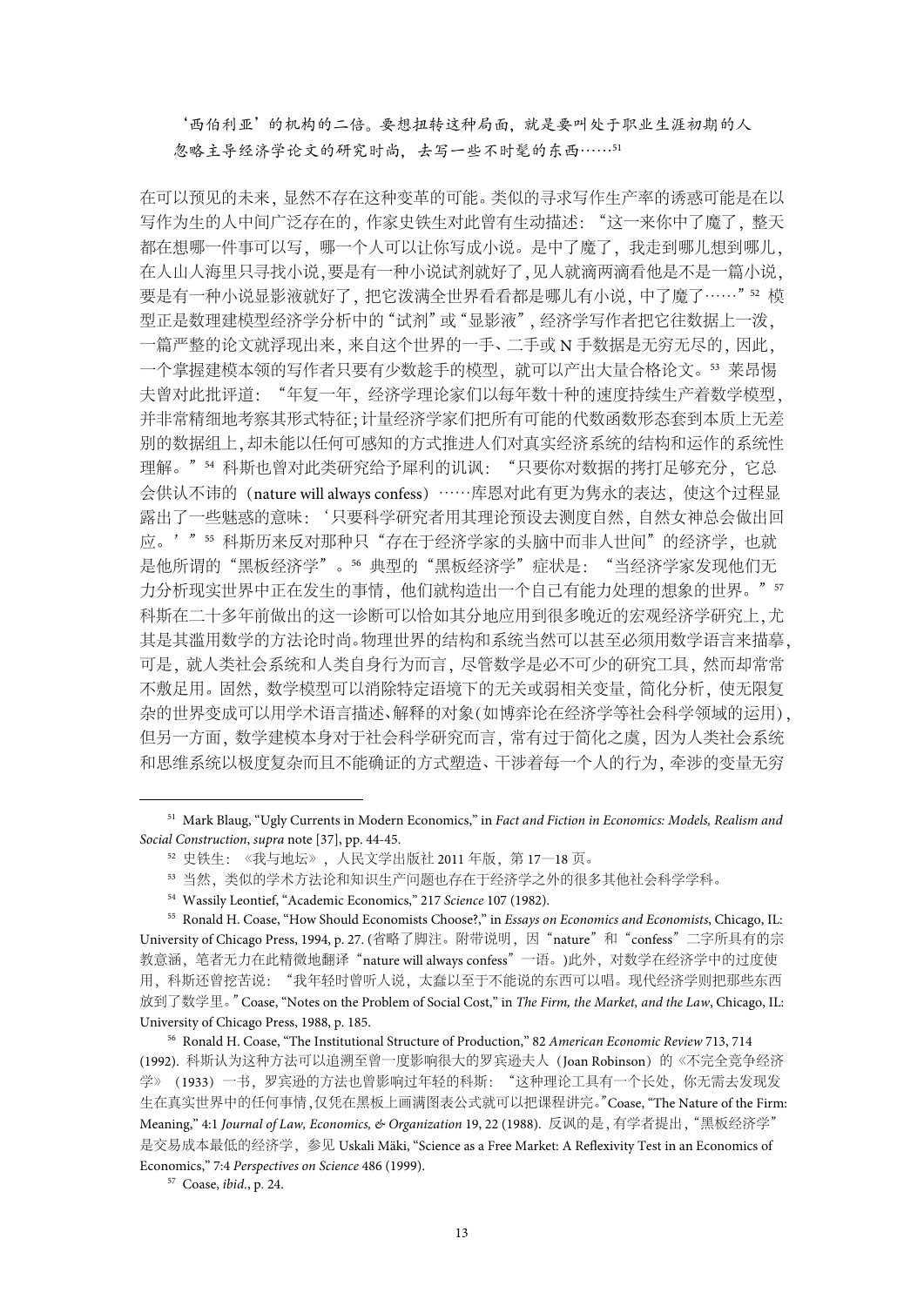> '西伯利亚'的机构的二倍。要想扭转这种局面，就是要叫处于职业生涯初期的人忽略主导经济学论文的研究时尚，去写一些不时髦的东西……[51]

在可以预见的未来，显然不存在这种变革的可能。类似的寻求写作生产率的诱惑可能是在以写作为生的人中间广泛存在的，作家史铁生对此曾有生动描述："这一来你中了魔了，整天都在想哪一件事可以写，哪一个人可以让你写成小说。是中了魔了，我走到哪儿想到哪儿，在人山人海里只寻找小说，要是有一种小说试剂就好了，见人就滴两滴看他是不是一篇小说，要是有一种小说显影液就好了，把它泼满全世界看看都是哪儿有小说，中了魔了……"[52] 模型正是数理建模型经济学分析中的"试剂"或"显影液"，经济学写作者把它往数据上一泼，一篇严整的论文就浮现出来，来自这个世界的一手、二手或 N 手数据是无穷无尽的，因此，一个掌握建模本领的写作者只要有少数趁手的模型，就可以产出大量合格论文。[53] 莱昂惕夫曾对此批评道："年复一年，经济学理论家们以每年数十种的速度持续生产着数学模型，并非常精细地考察其形式特征；计量经济学家们把所有可能的代数函数形态套到本质上无差别的数据组上，却未能以任何可感知的方式推进人们对真实经济系统的结构和运作的系统性理解。"[54] 科斯也曾对此类研究给予犀利的讥讽："只要你对数据的拷打足够充分，它总会供认不讳的（nature will always confess）……库恩对此有更为隽永的表达，使这个过程显露出了一些魅惑的意味：'只要科学研究者用其理论预设去测度自然，自然女神总会做出回应。'"[55] 科斯历来反对那种只"存在于经济学家的头脑中而非人世间"的经济学，也就是他所谓的"黑板经济学"。[56] 典型的"黑板经济学"症状是："当经济学家发现他们无力分析现实世界中正在发生的事情，他们就构造出一个自己有能力处理的想象的世界。"[57] 科斯在二十多年前做出的这一诊断可以恰如其分地应用到很多晚近的宏观经济学研究上，尤其是其滥用数学的方法论时尚。物理世界的结构和系统当然可以甚至必须用数学语言来描摹，可是，就人类社会系统和人类自身行为而言，尽管数学是必不可少的研究工具，然而却常常不敷足用。固然，数学模型可以消除特定语境下的无关或弱相关变量，简化分析，使无限复杂的世界变成可以用学术语言描述、解释的对象（如博弈论在经济学等社会科学领域的运用），但另一方面，数学建模本身对于社会科学研究而言，常有过于简化之虞，因为人类社会系统和思维系统以极度复杂而且不能确证的方式塑造、干涉着每一个人的行为，牵涉的变量无穷

---

[51] Mark Blaug, "Ugly Currents in Modern Economics," in *Fact and Fiction in Economics: Models, Realism and Social Construction*, *supra* note [37], pp. 44-45.

[52] 史铁生：《我与地坛》，人民文学出版社 2011 年版，第 17—18 页。

[53] 当然，类似的学术方法论和知识生产问题也存在于经济学之外的很多其他社会科学学科。

[54] Wassily Leontief, "Academic Economics," 217 *Science* 107 (1982).

[55] Ronald H. Coase, "How Should Economists Choose?," in *Essays on Economics and Economists*, Chicago, IL: University of Chicago Press, 1994, p. 27.（省略了脚注。附带说明，因"nature"和"confess"二字所具有的宗教意涵，笔者无力在此精微地翻译"nature will always confess"一语。）此外，对数学在经济学中的过度使用，科斯还曾挖苦说："我年轻时曾听人说，太蠢以至于不能说的东西可以唱。现代经济学则把那些东西放到了数学里。" Coase, "Notes on the Problem of Social Cost," in *The Firm, the Market, and the Law*, Chicago, IL: University of Chicago Press, 1988, p. 185.

[56] Ronald H. Coase, "The Institutional Structure of Production," 82 *American Economic Review* 713, 714 (1992). 科斯认为这种方法可以追溯至曾一度影响很大的罗宾逊夫人（Joan Robinson）的《不完全竞争经济学》（1933）一书，罗宾逊的方法也曾影响过年轻的科斯："这种理论工具有一个长处，你无需去发现发生在真实世界中的任何事情，仅凭在黑板上画满图表公式就可以把课程讲完。" Coase, "The Nature of the Firm: Meaning," 4:1 *Journal of Law, Economics, & Organization* 19, 22 (1988). 反讽的是，有学者提出，"黑板经济学"是交易成本最低的经济学，参见 Uskali Mäki, "Science as a Free Market: A Reflexivity Test in an Economics of Economics," 7:4 *Perspectives on Science* 486 (1999).

[57] Coase, *ibid*., p. 24.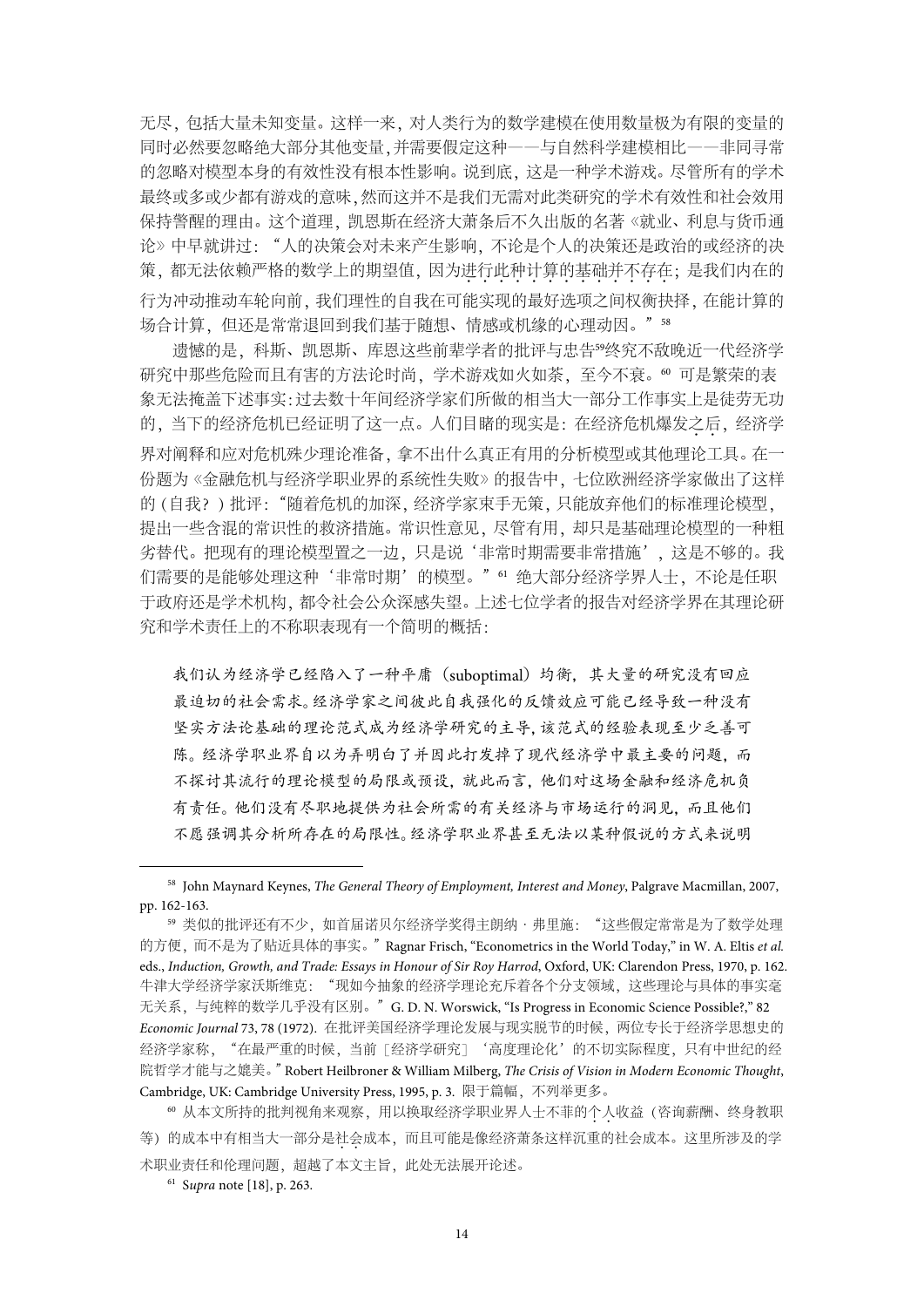无尽，包括大量未知变量。这样一来，对人类行为的数学建模在使用数量极为有限的变量的同时必然要忽略绝大部分其他变量，并需要假定这种——与自然科学建模相比——非同寻常的忽略对模型本身的有效性没有根本性影响。说到底，这是一种学术游戏。尽管所有的学术最终或多或少都有游戏的意味，然而这并不是我们无需对此类研究的学术有效性和社会效用保持警醒的理由。这个道理，凯恩斯在经济大萧条后不久出版的名著《就业、利息与货币通论》中早就讲过："人的决策会对未来产生影响，不论是个人的决策还是政治的或经济的决策，都无法依赖严格的数学上的期望值，因为进行此种计算的基础并不存在；是我们内在的行为冲动推动车轮向前，我们理性的自我在可能实现的最好选项之间权衡抉择，在能计算的场合计算，但还是常常退回到我们基于随想、情感或机缘的心理动因。"[58]

遗憾的是，科斯、凯恩斯、库恩这些前辈学者的批评与忠告[59]终究不敌晚近一代经济学研究中那些危险而且有害的方法论时尚，学术游戏如火如荼，至今不衰。[60] 可是繁荣的表象无法掩盖下述事实：过去数十年间经济学家们所做的相当大一部分工作事实上是徒劳无功的，当下的经济危机已经证明了这一点。人们目睹的现实是：在经济危机爆发之后，经济学界对阐释和应对危机殊少理论准备，拿不出什么真正有用的分析模型或其他理论工具。在一份题为《金融危机与经济学职业界的系统性失败》的报告中，七位欧洲经济学家做出了这样的（自我？）批评："随着危机的加深，经济学家束手无策，只能放弃他们的标准理论模型，提出一些含混的常识性的救济措施。常识性意见，尽管有用，却只是基础理论模型的一种粗劣替代。把现有的理论模型置之一边，只是说'非常时期需要非常措施'，这是不够的。我们需要的是能够处理这种'非常时期'的模型。"[61] 绝大部分经济学界人士，不论是任职于政府还是学术机构，都令社会公众深感失望。上述七位学者的报告对经济学界在其理论研究和学术责任上的不称职表现有一个简明的概括：

> 我们认为经济学已经陷入了一种平庸（suboptimal）均衡，其大量的研究没有回应最迫切的社会需求。经济学家之间彼此自我强化的反馈效应可能已经导致一种没有坚实方法论基础的理论范式成为经济学研究的主导，该范式的经验表现至少乏善可陈。经济学职业界自以为弄明白了并因此打发掉了现代经济学中最主要的问题，而不探讨其流行的理论模型的局限或预设，就此而言，他们对这场金融和经济危机负有责任。他们没有尽职地提供为社会所需的有关经济与市场运行的洞见，而且他们不愿强调其分析所存在的局限性。经济学职业界甚至无法以某种假说的方式来说明

---

[58] John Maynard Keynes, *The General Theory of Employment, Interest and Money*, Palgrave Macmillan, 2007, pp. 162-163.

[59] 类似的批评还有不少，如首届诺贝尔经济学奖得主朗纳·弗里施："这些假定常常是为了数学处理的方便，而不是为了贴近具体的事实。" Ragnar Frisch, "Econometrics in the World Today," in W. A. Eltis *et al.* eds., *Induction, Growth, and Trade: Essays in Honour of Sir Roy Harrod*, Oxford, UK: Clarendon Press, 1970, p. 162. 牛津大学经济学家沃斯维克："现如今抽象的经济学理论充斥着各个分支领域，这些理论与具体的事实毫无关系，与纯粹的数学几乎没有区别。" G. D. N. Worswick, "Is Progress in Economic Science Possible?," 82 *Economic Journal* 73, 78 (1972). 在批评美国经济学理论发展与现实脱节的时候，两位专长于经济学思想史的经济学家称，"在最严重的时候，当前［经济学研究］'高度理论化'的不切实际程度，只有中世纪的经院哲学才能与之媲美。" Robert Heilbroner & William Milberg, *The Crisis of Vision in Modern Economic Thought*, Cambridge, UK: Cambridge University Press, 1995, p. 3. 限于篇幅，不列举更多。

[60] 从本文所持的批判视角来观察，用以换取经济学职业界人士不菲的个人收益（咨询薪酬、终身教职等）的成本中有相当大一部分是社会成本，而且可能是像经济萧条这样沉重的社会成本。这里所涉及的学术职业责任和伦理问题，超越了本文主旨，此处无法展开论述。

[61] *Supra* note [18], p. 263.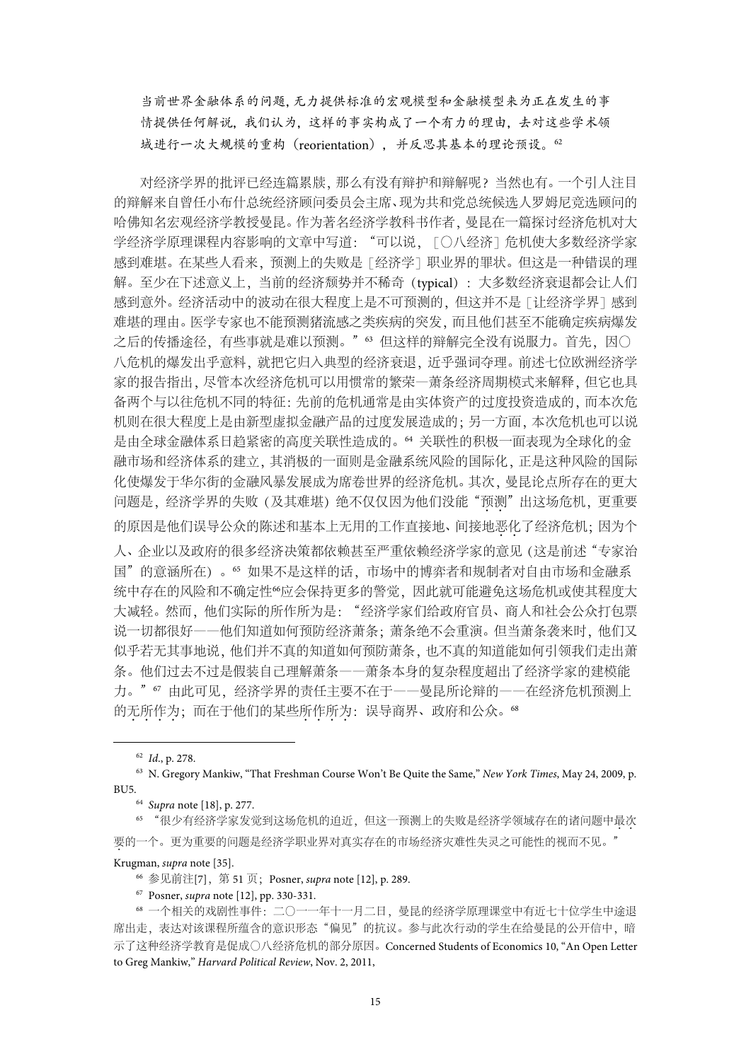> 当前世界金融体系的问题，无力提供标准的宏观模型和金融模型来为正在发生的事情提供任何解说，我们认为，这样的事实构成了一个有力的理由，去对这些学术领域进行一次大规模的重构（reorientation），并反思其基本的理论预设。[62]

对经济学界的批评已经连篇累牍，那么有没有辩护和辩解呢？当然也有。一个引人注目的辩解来自曾任小布什总统经济顾问委员会主席、现为共和党总统候选人罗姆尼竞选顾问的哈佛知名宏观经济学教授曼昆。作为著名经济学教科书作者，曼昆在一篇探讨经济危机对大学经济学原理课程内容影响的文章中写道："可以说，［〇八经济］危机使大多数经济学家感到难堪。在某些人看来，预测上的失败是［经济学］职业界的罪状。但这是一种错误的理解。至少在下述意义上，当前的经济颓势并不稀奇（typical）：大多数经济衰退都会让人们感到意外。经济活动中的波动在很大程度上是不可预测的，但这并不是［让经济学界］感到难堪的理由。医学专家也不能预测猪流感之类疾病的突发，而且他们甚至不能确定疾病爆发之后的传播途径，有些事就是难以预测。"[63] 但这样的辩解完全没有说服力。首先，〇八危机的爆发出乎意料，就把它归入典型的经济衰退，近乎强词夺理。前述七位欧洲经济学家的报告指出，尽管本次经济危机可以用惯常的繁荣—萧条经济周期模式来解释，但它也具备两个与以往危机不同的特征：先前的危机通常是由实体资产的过度投资造成的，而本次危机则在很大程度上是由新型虚拟金融产品的过度发展造成的；另一方面，本次危机也可以说是由全球金融体系日趋紧密的高度关联性造成的。[64] 关联性的积极一面表现为全球化的金融市场和经济体系的建立，其消极的一面则是金融系统风险的国际化，正是这种风险的国际化使爆发于华尔街的金融风暴发展成为席卷世界的经济危机。其次，曼昆论点所存在的更大问题是，经济学界的失败（及其难堪）绝不仅仅因为他们没能"预测"出这场危机，更重要的原因是他们误导公众的陈述和基本上无用的工作直接地、间接地恶化了经济危机；因为个人、企业以及政府的很多经济决策都依赖甚至严重依赖经济学家的意见（这是前述"专家治国"的意涵所在）。[65] 如果不是这样的话，市场中的博弈者和规制者对自由市场和金融系统中存在的风险和不确定性[66]应会保持更多的警觉，因此就可能避免这场危机或使其程度大大减轻。然而，他们实际的所作所为是："经济学家们给政府官员、商人和社会公众打包票说一切都很好——他们知道如何预防经济萧条；萧条绝不会重演。但当萧条袭来时，他们又似乎若无其事地说，他们并不真的知道如何预防萧条，也不真的知道能如何引领我们走出萧条。他们过去不过是假装自己理解萧条——萧条本身的复杂程度超出了经济学家的建模能力。"[67] 由此可见，经济学界的责任主要不在于——曼昆所论辩的——在经济危机预测上的无所作为；而在于他们的某些所作所为：误导商界、政府和公众。[68]

---

[62] *Id.*, p. 278.

[63] N. Gregory Mankiw, "That Freshman Course Won't Be Quite the Same," *New York Times*, May 24, 2009, p. BU5.

[64] *Supra* note [18], p. 277.

[65] "很少有经济学家发觉到这场危机的迫近，但这一预测上的失败是经济学领域存在的诸问题中最次要的一个。更为重要的问题是经济学职业界对真实存在的市场经济灾难性失灵之可能性的视而不见。" Krugman, *supra* note [35].

[66] 参见前注[7]，第 51 页；Posner, *supra* note [12], p. 289.

[67] Posner, *supra* note [12], pp. 330-331.

[68] 一个相关的戏剧性事件：二〇一一年十一月二日，曼昆的经济学原理课堂中有近七十位学生中途退席出走，表达对该课程所蕴含的意识形态"偏见"的抗议。参与此次行动的学生在给曼昆的公开信中，暗示了这种经济学教育是促成〇八经济危机的部分原因。Concerned Students of Economics 10, "An Open Letter to Greg Mankiw," *Harvard Political Review*, Nov. 2, 2011,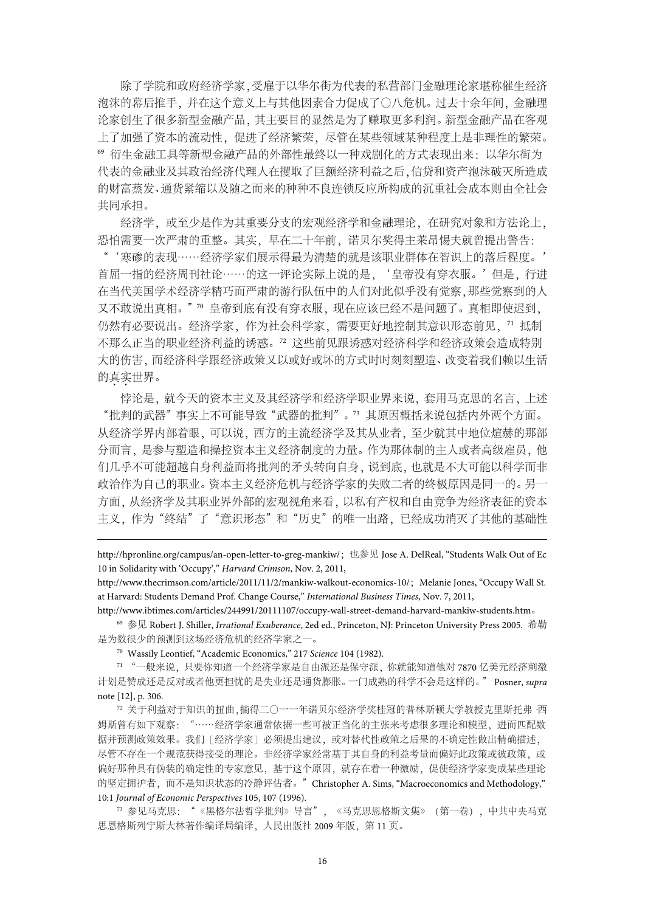除了学院和政府经济学家,受雇于以华尔街为代表的私营部门金融理论家堪称催生经济泡沫的幕后推手，并在这个意义上与其他因素合力促成了〇八危机。过去十余年间，金融理论家创生了很多新型金融产品，其主要目的显然是为了赚取更多利润。新型金融产品在客观上了加强了资本的流动性，促进了经济繁荣，尽管在某些领域某种程度上是非理性的繁荣。[69] 衍生金融工具等新型金融产品的外部性最终以一种戏剧化的方式表现出来：以华尔街为代表的金融业及其政治经济代理人在攫取了巨额经济利益之后,信贷和资产泡沫破灭所造成的财富蒸发、通货紧缩以及随之而来的种种不良连锁反应所构成的沉重社会成本则由全社会共同承担。

经济学，或至少是作为其重要分支的宏观经济学和金融理论，在研究对象和方法论上，恐怕需要一次严肃的重整。其实，早在二十年前，诺贝尔奖得主莱昂惕夫就曾提出警告：“‘寒碜的表现……经济学家们展示得最为清楚的就是该职业群体在智识上的落后程度。’首屈一指的经济周刊社论……的这一评论实际上说的是，‘皇帝没有穿衣服。’但是，行进在当代美国学术经济学精巧而严肃的游行队伍中的人们对此似乎没有觉察,那些觉察到的人又不敢说出真相。”[70] 皇帝到底有没有穿衣服，现在应该已经不是问题了。真相即使迟到，仍然有必要说出。经济学家，作为社会科学家，需要更好地控制其意识形态前见，[71] 抵制不那么正当的职业经济利益的诱惑。[72] 这些前见跟诱惑对经济科学和经济政策会造成特别大的伤害，而经济科学跟经济政策又以或好或坏的方式时时刻刻塑造、改变着我们赖以生活的真实世界。

悖论是，就今天的资本主义及其经济学和经济学职业界来说，套用马克思的名言，上述“批判的武器”事实上不可能导致“武器的批判”。[73] 其原因概括来说包括内外两个方面。从经济学界内部着眼，可以说，西方的主流经济学及其从业者，至少就其中地位煊赫的那部分而言，是参与塑造和操控资本主义经济制度的力量。作为那体制的主人或者高级雇员，他们几乎不可能超越自身利益而将批判的矛头转向自身，说到底，也就是不大可能以科学而非政治作为自己的职业。资本主义经济危机与经济学家的失败二者的终极原因是同一的。另一方面，从经济学及其职业界外部的宏观视角来看，以私有产权和自由竞争为经济表征的资本主义，作为“终结”了“意识形态”和“历史”的唯一出路，已经成功消灭了其他的基础性

---

http://hpronline.org/campus/an-open-letter-to-greg-mankiw/；也参见 Jose A. DelReal, “Students Walk Out of Ec 10 in Solidarity with ‘Occupy’,” *Harvard Crimson*, Nov. 2, 2011, http://www.thecrimson.com/article/2011/11/2/mankiw-walkout-economics-10/；Melanie Jones, “Occupy Wall St. at Harvard: Students Demand Prof. Change Course,” *International Business Times*, Nov. 7, 2011, http://www.ibtimes.com/articles/244991/20111107/occupy-wall-street-demand-harvard-mankiw-students.htm。

[69] 参见 Robert J. Shiller, *Irrational Exuberance*, 2ed ed., Princeton, NJ: Princeton University Press 2005. 希勒是为数很少的预测到这场经济危机的经济学家之一。

[70] Wassily Leontief, “Academic Economics,” 217 *Science* 104 (1982).

[71] “一般来说，只要你知道一个经济学家是自由派还是保守派，你就能知道他对 7870 亿美元经济刺激计划是赞成还是反对或者他更担忧的是失业还是通货膨胀。一门成熟的科学不会是这样的。” Posner, *supra* note [12], p. 306.

[72] 关于利益对于知识的扭曲，摘得二〇一一年诺贝尔经济学奖桂冠的普林斯顿大学教授克里斯托弗·西姆斯曾有如下观察：“……经济学家通常依据一些可被正当化的主张来考虑很多理论和模型，进而匹配数据并预测政策效果。我们［经济学家］必须提出建议，或对替代性政策之后果的不确定性做出精确描述，尽管不存在一个规范获得接受的理论。非经济学家经常基于其自身的利益考量而偏好此政策或彼政策，或偏好那种具有伪装的确定性的专家意见，基于这个原因，就存在着一种激励，促使经济学家变成某些理论的坚定拥护者，而不是知识状态的冷静评估者。”Christopher A. Sims, “Macroeconomics and Methodology,” 10:1 *Journal of Economic Perspectives* 105, 107 (1996).

[73] 参见马克思：“《黑格尔法哲学批判》导言”，《马克思恩格斯文集》（第一卷），中共中央马克思恩格斯列宁斯大林著作编译局编译，人民出版社 2009 年版，第 11 页。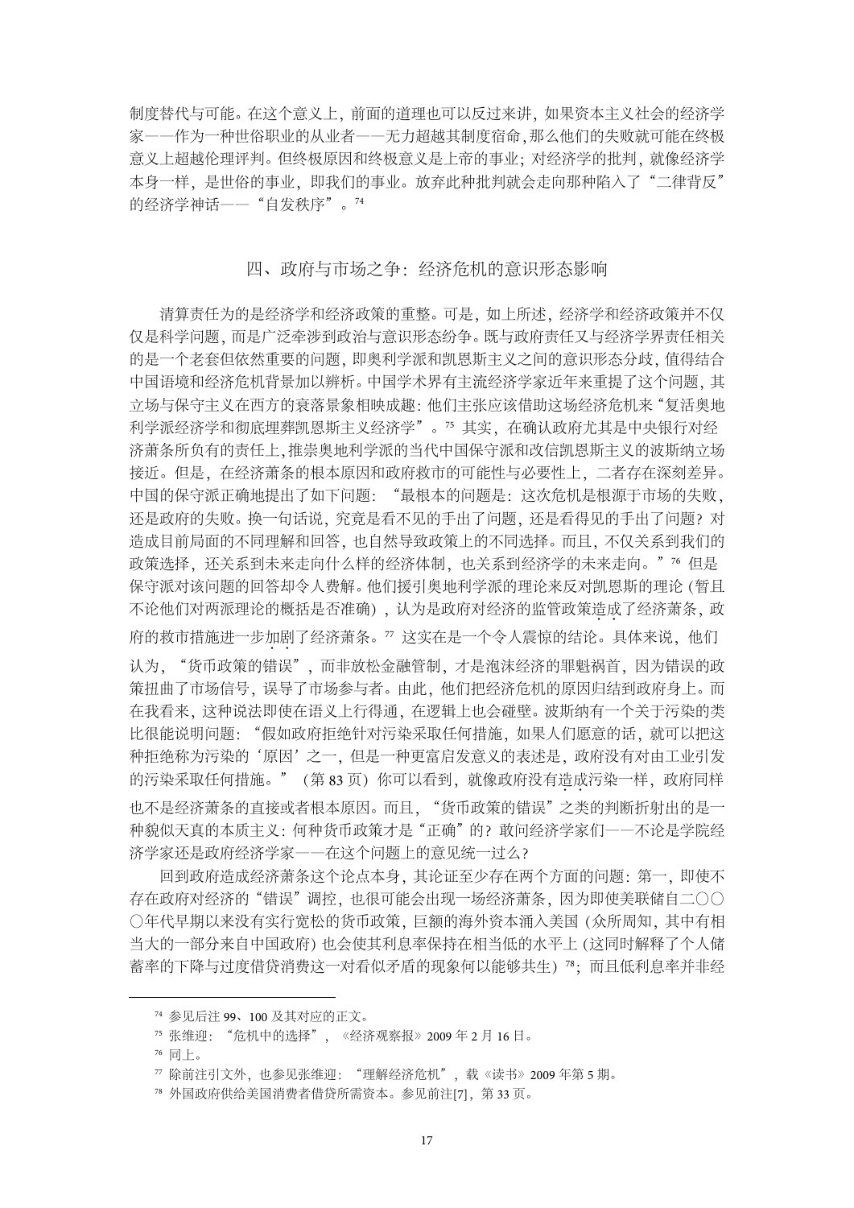制度替代与可能。在这个意义上，前面的道理也可以反过来讲，如果资本主义社会的经济学家——作为一种世俗职业的从业者——无力超越其制度宿命，那么他们的失败就可能在终极意义上超越伦理评判。但终极原因和终极意义是上帝的事业；对经济学的批判，就像经济学本身一样，是世俗的事业，即我们的事业。放弃此种批判就会走向那种陷入了"二律背反"的经济学神话——"自发秩序"。[74]

## 四、政府与市场之争：经济危机的意识形态影响

清算责任为的是经济学和经济政策的重整。可是，如上所述，经济学和经济政策并不仅仅是科学问题，而是广泛牵涉到政治与意识形态纷争。既与政府责任又与经济学界责任相关的是一个老套但依然重要的问题，即奥利学派和凯恩斯主义之间的意识形态分歧，值得结合中国语境和经济危机背景加以辨析。中国学术界有主流经济学家近年来重提了这个问题，其立场与保守主义在西方的衰落景象相映成趣：他们主张应该借助这场经济危机来"复活奥地利学派经济学和彻底埋葬凯恩斯主义经济学"。[75] 其实，在确认政府尤其是中央银行对经济萧条所负有的责任上，推崇奥地利学派的当代中国保守派和改信凯恩斯主义的波斯纳立场接近。但是，在经济萧条的根本原因和政府救市的可能性与必要性上，二者存在深刻差异。中国的保守派正确地提出了如下问题："最根本的问题是：这次危机是根源于市场的失败，还是政府的失败。换一句话说，究竟是看不见的手出了问题，还是看得见的手出了问题？对造成目前局面的不同理解和回答，也自然导致政策上的不同选择。而且，不仅关系到我们的政策选择，还关系到未来走向什么样的经济体制，也关系到经济学的未来走向。"[76] 但是保守派对该问题的回答却令人费解。他们援引奥地利学派的理论来反对凯恩斯的理论（暂且不论他们对两派理论的概括是否准确），认为是政府对经济的监管政策造成了经济萧条，政府的救市措施进一步加剧了经济萧条。[77] 这实在是一个令人震惊的结论。具体来说，他们认为，"货币政策的错误"，而非放松金融管制，才是泡沫经济的罪魁祸首，因为错误的政策扭曲了市场信号，误导了市场参与者。由此，他们把经济危机的原因归结到政府身上。而在我看来，这种说法即使在语义上行得通，在逻辑上也会碰壁。波斯纳有一个关于污染的类比很能说明问题："假如政府拒绝针对污染采取任何措施，如果人们愿意的话，就可以把这种拒绝称为污染的'原因'之一，但是一种更富启发意义的表述是，政府没有对由工业引发的污染采取任何措施。"（第 83 页）你可以看到，就像政府没有造成污染一样，政府同样也不是经济萧条的直接或者根本原因。而且，"货币政策的错误"之类的判断折射出的是一种貌似天真的本质主义：何种货币政策才是"正确"的？敢问经济学家们——不论是学院经济学家还是政府经济学家——在这个问题上的意见统一过么？

回到政府造成经济萧条这个论点本身，其论证至少存在两个方面的问题：第一，即使不存在政府对经济的"错误"调控，也很可能会出现一场经济萧条，因为即使美联储自二〇〇〇年代早期以来没有实行宽松的货币政策，巨额的海外资本涌入美国（众所周知，其中有相当大的一部分来自中国政府）也会使其利息率保持在相当低的水平上（这同时解释了个人储蓄率的下降与过度借贷消费这一对看似矛盾的现象何以能够共生）[78]；而且低利息率并非经

---

[74] 参见后注 99、100 及其对应的正文。

[75] 张维迎："危机中的选择"，《经济观察报》2009 年 2 月 16 日。

[76] 同上。

[77] 除前注引文外，也参见张维迎："理解经济危机"，载《读书》2009 年第 5 期。

[78] 外国政府供给美国消费者借贷所需资本。参见前注[7]，第 33 页。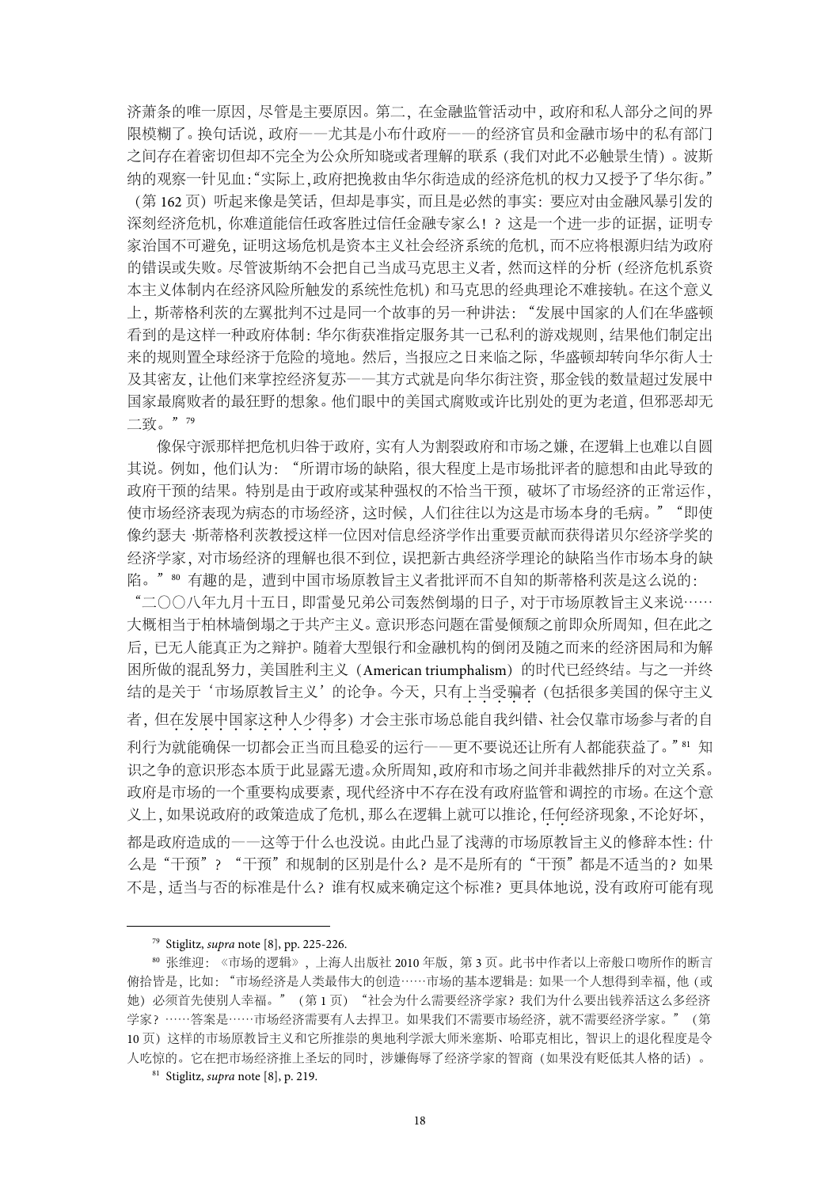济萧条的唯一原因，尽管是主要原因。第二，在金融监管活动中，政府和私人部分之间的界限模糊了。换句话说，政府——尤其是小布什政府——的经济官员和金融市场中的私有部门之间存在着密切但却不完全为公众所知晓或者理解的联系（我们对此不必触景生情）。波斯纳的观察一针见血："实际上，政府把挽救由华尔街造成的经济危机的权力又授予了华尔街。"（第 162 页）听起来像是笑话，但却是事实，而且是必然的事实：要应对由金融风暴引发的深刻经济危机，你难道能信任政客胜过信任金融专家么！？这是一个进一步的证据，证明专家治国不可避免，证明这场危机是资本主义社会经济系统的危机，而不应将根源归结为政府的错误或失败。尽管波斯纳不会把自己当成马克思主义者，然而这样的分析（经济危机系资本主义体制内在经济风险所触发的系统性危机）和马克思的经典理论不难接轨。在这个意义上，斯蒂格利茨的左翼批判不过是同一个故事的另一种讲法："发展中国家的人们在华盛顿看到的是这样一种政府体制：华尔街获准指定服务其一己私利的游戏规则，结果他们制定出来的规则置全球经济于危险的境地。然后，当报应之日来临之际，华盛顿却转向华尔街人士及其密友，让他们来掌控经济复苏——其方式就是向华尔街注资，那金钱的数量超过发展中国家最腐败者的最狂野的想象。他们眼中的美国式腐败或许比别处的更为老道，但邪恶却无二致。"[79]

像保守派那样把危机归咎于政府，实有人为割裂政府和市场之嫌，在逻辑上也难以自圆其说。例如，他们认为："所谓市场的缺陷，很大程度上是市场批评者的臆想和由此导致的政府干预的结果。特别是由于政府或某种强权的不恰当干预，破坏了市场经济的正常运作，使市场经济表现为病态的市场经济，这时候，人们往往以为这是市场本身的毛病。""即使像约瑟夫·斯蒂格利茨教授这样一位因对信息经济学作出重要贡献而获得诺贝尔经济学奖的经济学家，对市场经济的理解也很不到位，误把新古典经济学理论的缺陷当作市场本身的缺陷。"[80] 有趣的是，遭到中国市场原教旨主义者批评而不自知的斯蒂格利茨是这么说的："二〇〇八年九月十五日，即雷曼兄弟公司轰然倒塌的日子，对于市场原教旨主义来说……大概相当于柏林墙倒塌之于共产主义。意识形态问题在雷曼倾颓之前即众所周知，但在此之后，已无人能真正为之辩护。随着大型银行和金融机构的倒闭及随之而来的经济困局和为解困所做的混乱努力，美国胜利主义（American triumphalism）的时代已经终结。与之一并终结的是关于'市场原教旨主义'的论争。今天，只有上当受骗者（包括很多美国的保守主义者，但在发展中国家这种人少得多）才会主张市场总能自我纠错、社会仅靠市场参与者的自利行为就能确保一切都会正当而且稳妥的运行——更不要说还让所有人都能获益了。"[81] 知识之争的意识形态本质于此显露无遗。众所周知，政府和市场之间并非截然排斥的对立关系。政府是市场的一个重要构成要素，现代经济中不存在没有政府监管和调控的市场。在这个意义上，如果说政府的政策造成了危机，那么在逻辑上就可以推论，任何经济现象，不论好坏，都是政府造成的——这等于什么也没说。由此凸显了浅薄的市场原教旨主义的修辞本性：什么是"干预"？"干预"和规制的区别是什么？是不是所有的"干预"都是不适当的？如果不是，适当与否的标准是什么？谁有权威来确定这个标准？更具体地说，没有政府可能有现

---

[79] Stiglitz, *supra* note [8], pp. 225-226.

[80] 张维迎：《市场的逻辑》，上海人出版社 2010 年版，第 3 页。此书中作者以上帝般口吻所作的断言俯拾皆是，比如："市场经济是人类最伟大的创造……市场的基本逻辑是：如果一个人想得到幸福，他（或她）必须首先使别人幸福。"（第 1 页）"社会为什么需要经济学家？我们为什么要出钱养活这么多经济学家？……答案是……市场经济需要有人去捍卫。如果我们不需要市场经济，就不需要经济学家。"（第 10 页）这样的市场原教旨主义和它所推崇的奥地利学派大师米塞斯、哈耶克相比，智识上的退化程度是令人吃惊的。它在把市场经济推上圣坛的同时，涉嫌侮辱了经济学家的智商（如果没有贬低其人格的话）。

[81] Stiglitz, *supra* note [8], p. 219.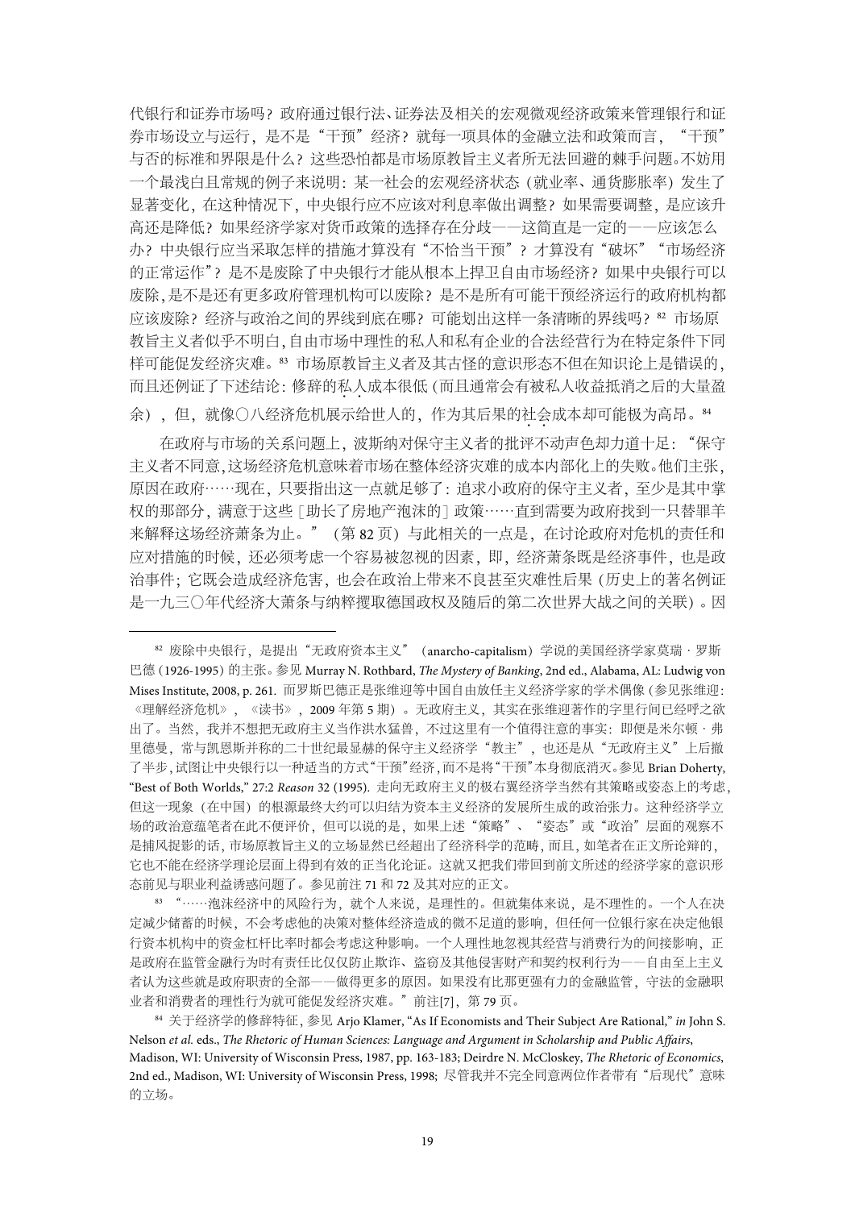代银行和证券市场吗？政府通过银行法、证券法及相关的宏观微观经济政策来管理银行和证券市场设立与运行，是不是"干预"经济？就每一项具体的金融立法和政策而言，"干预"与否的标准和界限是什么？这些恐怕都是市场原教旨主义者所无法回避的棘手问题。不妨用一个最浅白且常规的例子来说明：某一社会的宏观经济状态（就业率、通货膨胀率）发生了显著变化，在这种情况下，中央银行应不应该对利息率做出调整？如果需要调整，是应该升高还是降低？如果经济学家对货币政策的选择存在分歧——这简直是一定的——应该怎么办？中央银行应当采取怎样的措施才算没有"不恰当干预"？才算没有"破坏""市场经济的正常运作"？是不是废除了中央银行才能从根本上捍卫自由市场经济？如果中央银行可以废除，是不是还有更多政府管理机构可以废除？是不是所有可能干预经济运行的政府机构都应该废除？经济与政治之间的界线到底在哪？可能划出这样一条清晰的界线吗？[82] 市场原教旨主义者似乎不明白，自由市场中理性的私人和私有企业的合法经营行为在特定条件下同样可能促发经济灾难。[83] 市场原教旨主义者及其古怪的意识形态不但在知识论上是错误的，而且还例证了下述结论：修辞的私人成本很低（而且通常会有被私人收益抵消之后的大量盈余），但，就像〇八经济危机展示给世人的，作为其后果的社会成本却可能极为高昂。[84]

在政府与市场的关系问题上，波斯纳对保守主义者的批评不动声色却力道十足："保守主义者不同意，这场经济危机意味着市场在整体经济灾难的成本内部化上的失败。他们主张，原因在政府……现在，只要指出这一点就足够了：追求小政府的保守主义者，至少是其中掌权的那部分，满意于这些［助长了房地产泡沫的］政策……直到需要为政府找到一只替罪羊来解释这场经济萧条为止。"（第 82 页）与此相关的一点是，在讨论政府对危机的责任和应对措施的时候，还必须考虑一个容易被忽视的因素，即，经济萧条既是经济事件，也是政治事件；它既会造成经济危害，也会在政治上带来不良甚至灾难性后果（历史上的著名例证是一九三〇年代经济大萧条与纳粹攫取德国政权及随后的第二次世界大战之间的关联）。因

---

[82] 废除中央银行，是提出"无政府资本主义"（anarcho-capitalism）学说的美国经济学家莫瑞·罗斯巴德（1926-1995）的主张。参见 Murray N. Rothbard, *The Mystery of Banking*, 2nd ed., Alabama, AL: Ludwig von Mises Institute, 2008, p. 261. 而罗斯巴德正是张维迎等中国自由放任主义经济学家的学术偶像（参见张维迎：《理解经济危机》，《读书》，2009 年第 5 期）。无政府主义，其实在张维迎著作的字里行间已经呼之欲出了。当然，我并不想把无政府主义当作洪水猛兽，不过这里有一个值得注意的事实：即使是米尔顿·弗里德曼，常与凯恩斯并称的二十世纪最显赫的保守主义经济学"教主"，也还是从"无政府主义"上后撤了半步，试图让中央银行以一种适当的方式"干预"经济，而不是将"干预"本身彻底消灭。参见 Brian Doherty, "Best of Both Worlds," 27:2 *Reason* 32 (1995). 走向无政府主义的极右翼经济学当然有其策略或姿态上的考虑，但这一现象（在中国）的根源最终大约可以归结为资本主义经济的发展所生成的政治张力。这种经济学立场的政治意蕴笔者在此不便评价，但可以说的是，如果上述"策略"、"姿态"或"政治"层面的观察不是捕风捉影的话，市场原教旨主义的立场显然已经超出了经济科学的范畴，而且，如笔者在正文所论辩的，它也不能在经济学理论层面上得到有效的正当化论证。这就又把我们带回到前文所述的经济学家的意识形态前见与职业利益诱惑问题了。参见前注 71 和 72 及其对应的正文。

[83] "……泡沫经济中的风险行为，就个人来说，是理性的。但就集体来说，是不理性的。一个人在决定减少储蓄的时候，不会考虑他的决策对整体经济造成的微不足道的影响，但任何一位银行家在决定他银行资本机构中的资金杠杆比率时都会考虑这种影响。一个人理性地忽视其经营与消费行为的间接影响，正是政府在监管金融行为时有责任比仅仅防止欺诈、盗窃及其他侵害财产和契约权利行为——自由至上主义者认为这些就是政府职责的全部——做得更多的原因。如果没有比那更有力的金融监管，守法的金融职业者和消费者的理性行为就可能促发经济灾难。"前注[7]，第 79 页。

[84] 关于经济学的修辞特征，参见 Arjo Klamer, "As If Economists and Their Subject Are Rational," *in* John S. Nelson *et al.* eds., *The Rhetoric of Human Sciences: Language and Argument in Scholarship and Public Affairs*, Madison, WI: University of Wisconsin Press, 1987, pp. 163-183; Deirdre N. McCloskey, *The Rhetoric of Economics*, 2nd ed., Madison, WI: University of Wisconsin Press, 1998; 尽管我并不完全同意两位作者带有"后现代"意味的立场。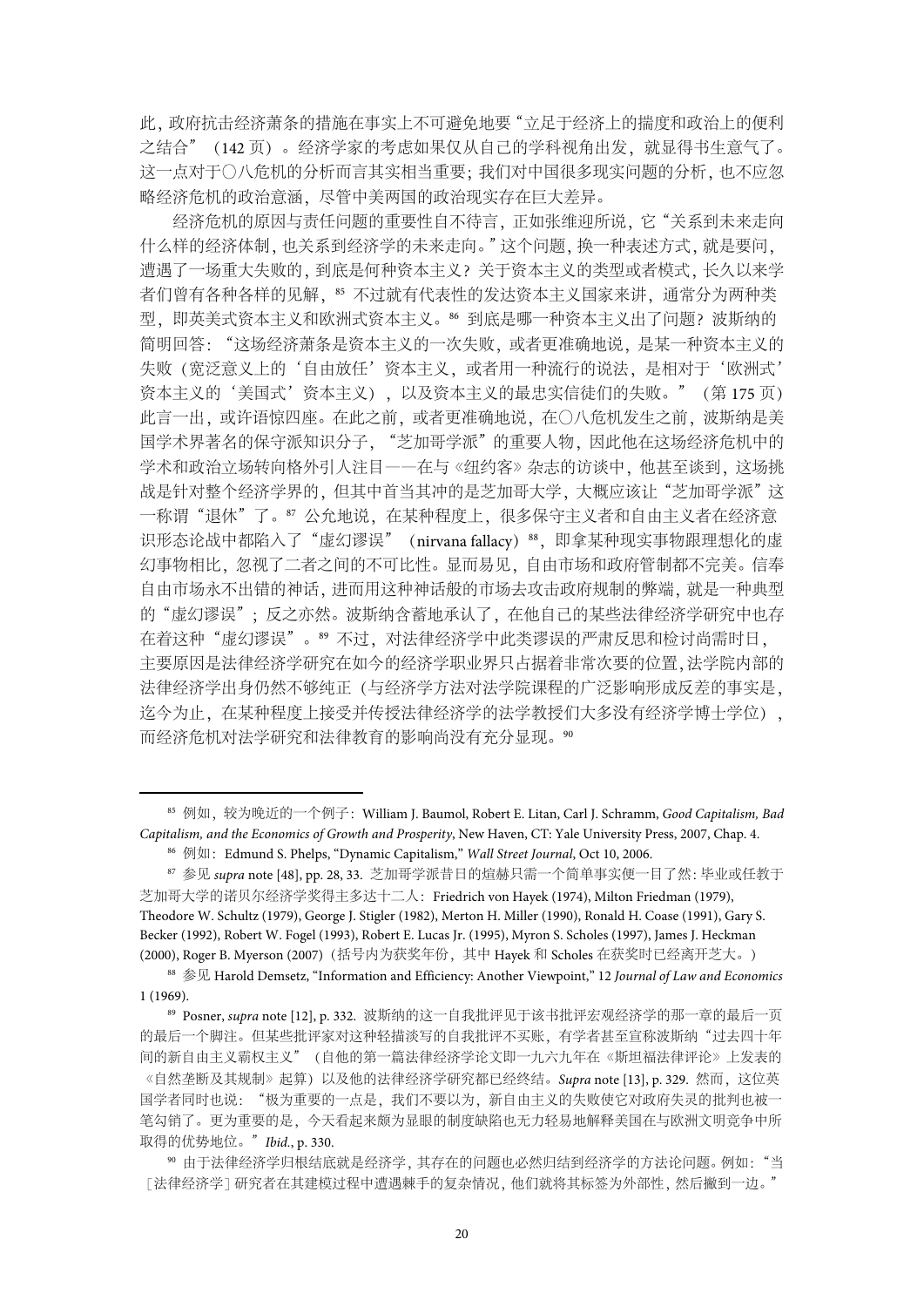此，政府抗击经济萧条的措施在事实上不可避免地要"立足于经济上的揣度和政治上的便利之结合"（142 页）。经济学家的考虑如果仅从自己的学科视角出发，就显得书生意气了。这一点对于〇八危机的分析而言其实相当重要；我们对中国很多现实问题的分析，也不应忽略经济危机的政治意涵，尽管中美两国的政治现实存在巨大差异。

经济危机的原因与责任问题的重要性自不待言，正如张维迎所说，它"关系到未来走向什么样的经济体制，也关系到经济学的未来走向。"这个问题，换一种表述方式，就是要问，遭遇了一场重大失败的，到底是何种资本主义？关于资本主义的类型或者模式，长久以来学者们曾有各种各样的见解，[85] 不过就有代表性的发达资本主义国家来讲，通常分为两种类型，即英美式资本主义和欧洲式资本主义。[86] 到底是哪一种资本主义出了问题？波斯纳的简明回答："这场经济萧条是资本主义的一次失败，或者更准确地说，是某一种资本主义的失败（宽泛意义上的'自由放任'资本主义，或者用一种流行的说法，是相对于'欧洲式'资本主义的'美国式'资本主义），以及资本主义的最忠实信徒们的失败。"（第 175 页）此言一出，或许语惊四座。在此之前，或者更准确地说，在〇八危机发生之前，波斯纳是美国学术界著名的保守派知识分子，"芝加哥学派"的重要人物，因此他在这场经济危机中的学术和政治立场转向格外引人注目——在与《纽约客》杂志的访谈中，他甚至谈到，这场挑战是针对整个经济学界的，但其中首当其冲的是芝加哥大学，大概应该让"芝加哥学派"这一称谓"退休"了。[87] 公允地说，在某种程度上，很多保守主义者和自由主义者在经济意识形态论战中都陷入了"虚幻谬误"（nirvana fallacy）[88]，即拿某种现实事物跟理想化的虚幻事物相比，忽视了二者之间的不可比性。显而易见，自由市场和政府管制都不完美。信奉自由市场永不出错的神话，进而用这种神话般的市场去攻击政府规制的弊端，就是一种典型的"虚幻谬误"；反之亦然。波斯纳含蓄地承认了，在他自己的某些法律经济学研究中也存在着这种"虚幻谬误"。[89] 不过，对法律经济学中此类谬误的严肃反思和检讨尚需时日，主要原因是法律经济学研究在如今的经济学职业界只占据着非常次要的位置，法学院内部的法律经济学出身仍然不够纯正（与经济学方法对法学院课程的广泛影响形成反差的事实是，迄今为止，在某种程度上接受并传授法律经济学的法学教授们大多没有经济学博士学位），而经济危机对法学研究和法律教育的影响尚没有充分显现。[90]

---

[85] 例如，较为晚近的一个例子：William J. Baumol, Robert E. Litan, Carl J. Schramm, *Good Capitalism, Bad Capitalism, and the Economics of Growth and Prosperity*, New Haven, CT: Yale University Press, 2007, Chap. 4.

[86] 例如：Edmund S. Phelps, "Dynamic Capitalism," *Wall Street Journal*, Oct 10, 2006.

[87] 参见 *supra* note [48], pp. 28, 33. 芝加哥学派昔日的煊赫只需一个简单事实便一目了然：毕业或任教于芝加哥大学的诺贝尔经济学奖得主多达十二人：Friedrich von Hayek (1974), Milton Friedman (1979), Theodore W. Schultz (1979), George J. Stigler (1982), Merton H. Miller (1990), Ronald H. Coase (1991), Gary S. Becker (1992), Robert W. Fogel (1993), Robert E. Lucas Jr. (1995), Myron S. Scholes (1997), James J. Heckman (2000), Roger B. Myerson (2007)（括号内为获奖年份，其中 Hayek 和 Scholes 在获奖时已经离开芝大。）

[88] 参见 Harold Demsetz, "Information and Efficiency: Another Viewpoint," 12 *Journal of Law and Economics* 1 (1969).

[89] Posner, *supra* note [12], p. 332. 波斯纳的这一自我批评见于该书批评宏观经济学的那一章的最后一页的最后一个脚注。但某些批评家对这种轻描淡写的自我批评不买账，有学者甚至宣称波斯纳"过去四十年间的新自由主义霸权主义"（自他的第一篇法律经济学论文即一九六九年在《斯坦福法律评论》上发表的《自然垄断及其规制》起算）以及他的法律经济学研究都已经终结。*Supra* note [13], p. 329. 然而，这位英国学者同时也说："极为重要的一点是，我们不要以为，新自由主义的失败使它对政府失灵的批判也被一笔勾销了。更为重要的是，今天看起来颇为显眼的制度缺陷也无力轻易地解释美国在与欧洲文明竞争中所取得的优势地位。"*Ibid.*, p. 330.

[90] 由于法律经济学归根结底就是经济学，其存在的问题也必然归结到经济学的方法论问题。例如："当［法律经济学］研究者在其建模过程中遭遇棘手的复杂情况，他们就将其标签为外部性，然后撇到一边。"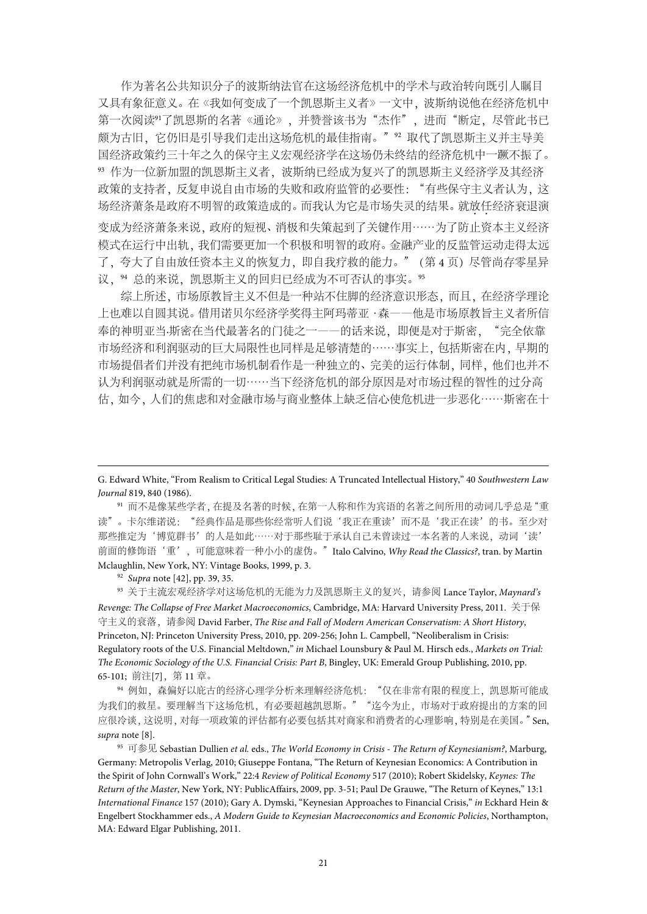作为著名公共知识分子的波斯纳法官在这场经济危机中的学术与政治转向既引人瞩目又具有象征意义。在《我如何变成了一个凯恩斯主义者》一文中，波斯纳说他在经济危机中第一次阅读[91]了凯恩斯的名著《通论》，并赞誉该书为"杰作"，进而"断定，尽管此书已颇为古旧，它仍旧是引导我们走出这场危机的最佳指南。"[92] 取代了凯恩斯主义并主导美国经济政策约三十年之久的保守主义宏观经济学在这场仍未终结的经济危机中一蹶不振了。[93] 作为一位新加盟的凯恩斯主义者，波斯纳已经成为复兴了的凯恩斯主义经济学及其经济政策的支持者，反复申说自由市场的失败和政府监管的必要性："有些保守主义者认为，这场经济萧条是政府不明智的政策造成的。而我认为它是市场失灵的结果。就放任经济衰退演变成为经济萧条来说，政府的短视、消极和失策起到了关键作用……为了防止资本主义经济模式在运行中出轨，我们需要更加一个积极和明智的政府。金融产业的反监管运动走得太远了，夸大了自由放任资本主义的恢复力，即自我疗救的能力。"（第 4 页）尽管尚存零星异议，[94] 总的来说，凯恩斯主义的回归已经成为不可否认的事实。[95]

综上所述，市场原教旨主义不但是一种站不住脚的经济意识形态，而且，在经济学理论上也难以自圆其说。借用诺贝尔经济学奖得主阿玛蒂亚 · 森——他是市场原教旨主义者所信奉的神明亚当·斯密在当代最著名的门徒之一——的话来说，即便是对于斯密，"完全依靠市场经济和利润驱动的巨大局限性也同样是足够清楚的……事实上，包括斯密在内，早期的市场提倡者们并没有把纯市场机制看作是一种独立的、完美的运行体制，同样，他们也并不认为利润驱动就是所需的一切……当下经济危机的部分原因是对市场过程的智性的过分高估，如今，人们的焦虑和对金融市场与商业整体上缺乏信心使危机进一步恶化……斯密在十

---

G. Edward White, "From Realism to Critical Legal Studies: A Truncated Intellectual History," 40 *Southwestern Law Journal* 819, 840 (1986).

[91] 而不是像某些学者，在提及名著的时候，在第一人称和作为宾语的名著之间所用的动词几乎总是"重读"。卡尔维诺说："经典作品是那些你经常听人们说'我正在重读'而不是'我正在读'的书。至少对那些推定为'博览群书'的人是如此……对于那些耻于承认自己未曾读过一本名著的人来说，动词'读'前面的修饰语'重'，可能意味着一种小小的虚伪。"Italo Calvino, *Why Read the Classics?*, tran. by Martin Mclaughlin, New York, NY: Vintage Books, 1999, p. 3.

[92] *Supra* note [42], pp. 39, 35.

[93] 关于主流宏观经济学对这场危机的无能为力及凯恩斯主义的复兴，请参阅 Lance Taylor, *Maynard's Revenge: The Collapse of Free Market Macroeconomics*, Cambridge, MA: Harvard University Press, 2011. 关于保守主义的衰落，请参阅 David Farber, *The Rise and Fall of Modern American Conservatism: A Short History*, Princeton, NJ: Princeton University Press, 2010, pp. 209-256; John L. Campbell, "Neoliberalism in Crisis: Regulatory roots of the U.S. Financial Meltdown," *in* Michael Lounsbury & Paul M. Hirsch eds., *Markets on Trial: The Economic Sociology of the U.S. Financial Crisis: Part B*, Bingley, UK: Emerald Group Publishing, 2010, pp. 65-101; 前注[7]，第 11 章。

[94] 例如，森偏好以庇古的经济心理学分析来理解经济危机："仅在非常有限的程度上，凯恩斯可能成为我们的救星。要理解当下这场危机，有必要超越凯恩斯。""迄今为止，市场对于政府提出的方案的回应很冷谈，这说明，对每一项政策的评估都有必要包括其对商家和消费者的心理影响，特别是在美国。"Sen, *supra* note [8].

[95] 可参见 Sebastian Dullien *et al.* eds., *The World Economy in Crisis - The Return of Keynesianism?*, Marburg, Germany: Metropolis Verlag, 2010; Giuseppe Fontana, "The Return of Keynesian Economics: A Contribution in the Spirit of John Cornwall's Work," 22:4 *Review of Political Economy* 517 (2010); Robert Skidelsky, *Keynes: The Return of the Master*, New York, NY: PublicAffairs, 2009, pp. 3-51; Paul De Grauwe, "The Return of Keynes," 13:1 *International Finance* 157 (2010); Gary A. Dymski, "Keynesian Approaches to Financial Crisis," *in* Eckhard Hein & Engelbert Stockhammer eds., *A Modern Guide to Keynesian Macroeconomics and Economic Policies*, Northampton, MA: Edward Elgar Publishing, 2011.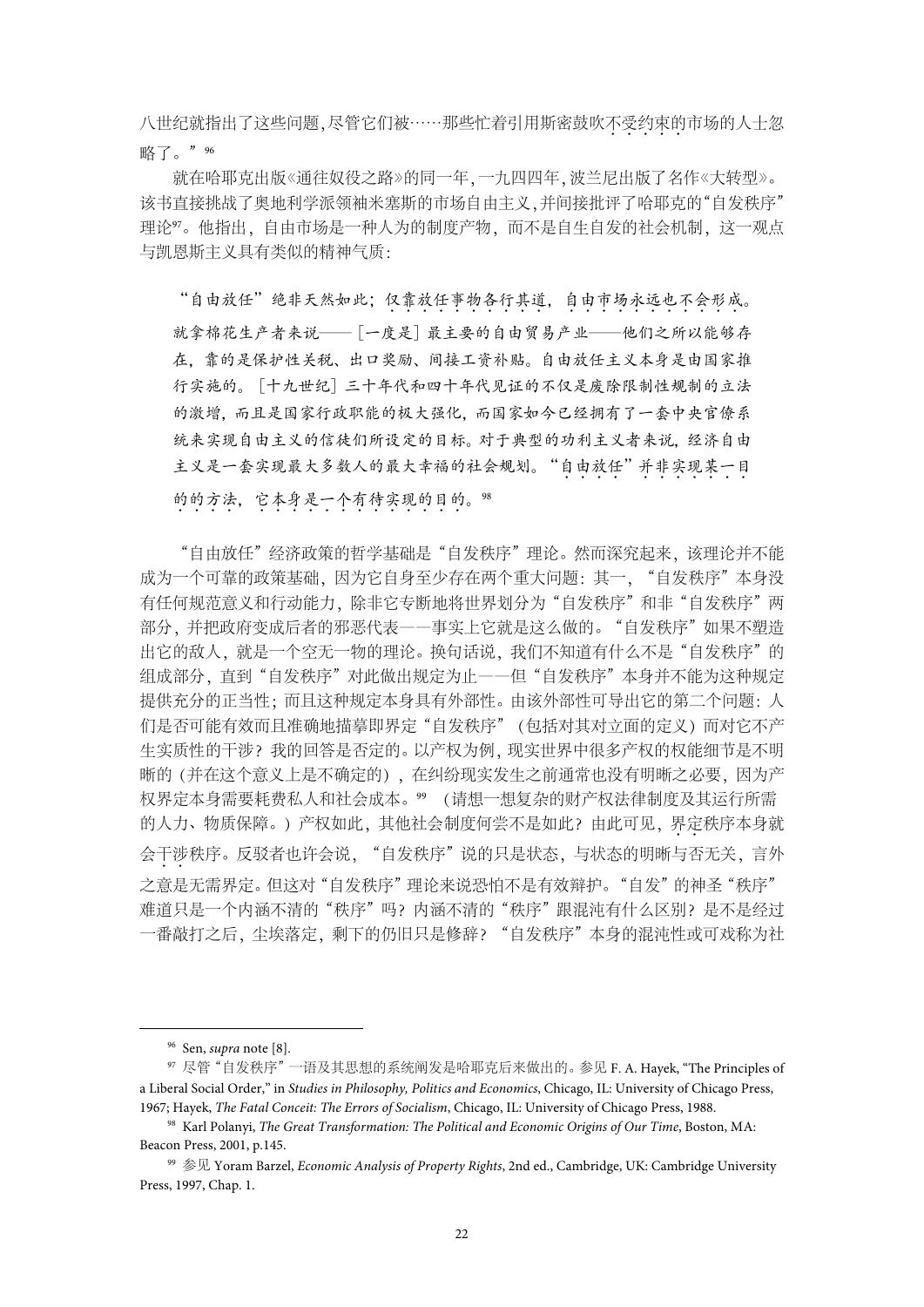八世纪就指出了这些问题,尽管它们被……那些忙着引用斯密鼓吹不受约束的市场的人士忽略了。"[96]

就在哈耶克出版《通往奴役之路》的同一年,一九四四年,波兰尼出版了名作《大转型》。该书直接挑战了奥地利学派领袖米塞斯的市场自由主义,并间接批评了哈耶克的"自发秩序"理论[97]。他指出,自由市场是一种人为的制度产物,而不是自生自发的社会机制,这一观点与凯恩斯主义具有类似的精神气质:

> "自由放任"绝非天然如此;仅靠放任事物各行其道,自由市场永远也不会形成。就拿棉花生产者来说——[一度是]最主要的自由贸易产业——他们之所以能够存在,靠的是保护性关税、出口奖励、间接工资补贴。自由放任主义本身是由国家推行实施的。[十九世纪]三十年代和四十年代见证的不仅是废除限制性规制的立法的激增,而且是国家行政职能的极大强化,而国家如今已经拥有了一套中央官僚系统来实现自由主义的信徒们所设定的目标。对于典型的功利主义者来说,经济自由主义是一套实现最大多数人的最大幸福的社会规划。"自由放任"并非实现某一目的的方法,它本身是一个有待实现的目的。[98]

"自由放任"经济政策的哲学基础是"自发秩序"理论。然而深究起来,该理论并不能成为一个可靠的政策基础,因为它自身至少存在两个重大问题:其一,"自发秩序"本身没有任何规范意义和行动能力,除非它专断地将世界划分为"自发秩序"和非"自发秩序"两部分,并把政府变成后者的邪恶代表——事实上它就是这么做的。"自发秩序"如果不塑造出它的敌人,就是一个空无一物的理论。换句话说,我们不知道有什么不是"自发秩序"的组成部分,直到"自发秩序"对此做出规定为止——但"自发秩序"本身并不能为这种规定提供充分的正当性;而且这种规定本身具有外部性。由该外部性可导出它的第二个问题:人们是否可能有效而且准确地描摹即界定"自发秩序"(包括对其对立面的定义)而对它不产生实质性的干涉?我的回答是否定的。以产权为例,现实世界中很多产权的权能细节是不明晰的(并在这个意义上是不确定的),在纠纷现实发生之前通常也没有明晰之必要,因为产权界定本身需要耗费私人和社会成本。[99](请想一想复杂的财产权法律制度及其运行所需的人力、物质保障。)产权如此,其他社会制度何尝不是如此?由此可见,界定秩序本身就会干涉秩序。反驳者也许会说,"自发秩序"说的只是状态,与状态的明晰与否无关,言外之意是无需界定。但这对"自发秩序"理论来说恐怕不是有效辩护。"自发"的神圣"秩序"难道只是一个内涵不清的"秩序"吗?内涵不清的"秩序"跟混沌有什么区别?是不是经过一番敲打之后,尘埃落定,剩下的仍旧只是修辞?"自发秩序"本身的混沌性或可戏称为社

---

[96] Sen, *supra* note [8].

[97] 尽管"自发秩序"一语及其思想的系统阐发是哈耶克后来做出的。参见 F. A. Hayek, "The Principles of a Liberal Social Order," in *Studies in Philosophy, Politics and Economics*, Chicago, IL: University of Chicago Press, 1967; Hayek, *The Fatal Conceit: The Errors of Socialism*, Chicago, IL: University of Chicago Press, 1988.

[98] Karl Polanyi, *The Great Transformation: The Political and Economic Origins of Our Time*, Boston, MA: Beacon Press, 2001, p.145.

[99] 参见 Yoram Barzel, *Economic Analysis of Property Rights*, 2nd ed., Cambridge, UK: Cambridge University Press, 1997, Chap. 1.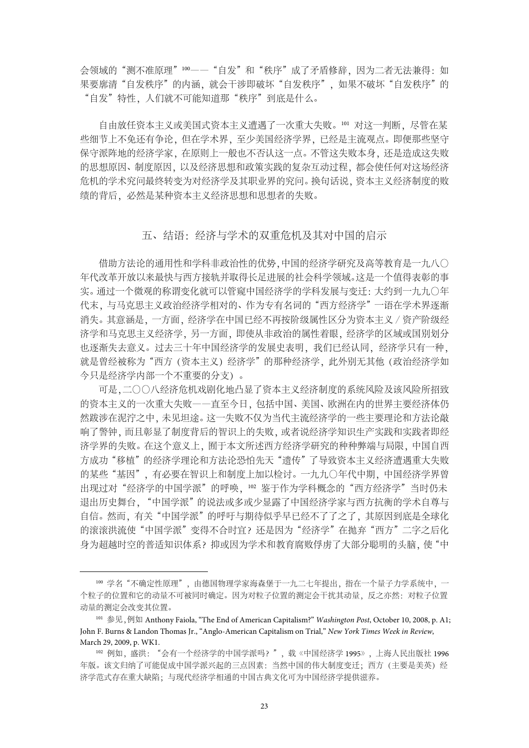会领域的“测不准原理”[100]——“自发”和“秩序”成了矛盾修辞，因为二者无法兼得：如果要廓清“自发秩序”的内涵，就会干涉即破坏“自发秩序”，如果不破坏“自发秩序”的“自发”特性，人们就不可能知道那“秩序”到底是什么。

自由放任资本主义或美国式资本主义遭遇了一次重大失败。[101] 对这一判断，尽管在某些细节上不免还有争论，但在学术界，至少美国经济学界，已经是主流观点。即便那些坚守保守派阵地的经济学家，在原则上一般也不否认这一点。不管这失败本身，还是造成这失败的思想原因、制度原因，以及经济思想和政策实践的复杂互动过程，都会使任何对这场经济危机的学术究问最终转变为对经济学及其职业界的究问。换句话说，资本主义经济制度的败绩的背后，必然是某种资本主义经济思想和思想者的失败。

## 五、结语：经济与学术的双重危机及其对中国的启示

借助方法论的通用性和学科非政治性的优势，中国的经济学研究及高等教育是一九八〇年代改革开放以来最快与西方接轨并取得长足进展的社会科学领域。这是一个值得表彰的事实。通过一个微观的称谓变化就可以管窥中国经济学的学科发展与变迁：大约到一九九〇年代末，与马克思主义政治经济学相对的、作为专有名词的“西方经济学”一语在学术界逐渐消失。其意涵是，一方面，经济学在中国已经不再按阶级属性区分为资本主义／资产阶级经济学和马克思主义经济学，另一方面，即使从非政治的属性着眼，经济学的区域或国别划分也逐渐失去意义。过去三十年中国经济学的发展史表明，我们已经认同，经济学只有一种，就是曾经被称为“西方（资本主义）经济学”的那种经济学，此外别无其他（政治经济学如今只是经济学内部一个不重要的分支）。

可是，二〇〇八经济危机戏剧化地凸显了资本主义经济制度的系统风险及该风险所招致的资本主义的一次重大失败——直至今日，包括中国、美国、欧洲在内的世界主要经济体仍然跋涉在泥泞之中，未见坦途。这一失败不仅为当代主流经济学的一些主要理论和方法论敲响了警钟，而且彰显了制度背后的智识上的失败，或者说经济学知识生产实践和实践者即经济学界的失败。在这个意义上，囿于本文所述西方经济学研究的种种弊端与局限，中国自西方成功“移植”的经济学理论和方法论恐怕先天“遗传”了导致资本主义经济遭遇重大失败的某些“基因”，有必要在智识上和制度上加以检讨。一九九〇年代中期，中国经济学界曾出现过对“经济学的中国学派”的呼唤，[102] 鉴于作为学科概念的“西方经济学”当时仍未退出历史舞台，“中国学派”的说法或多或少显露了中国经济学家与西方抗衡的学术自尊与自信。然而，有关“中国学派”的呼吁与期待似乎早已经不了了之了，其原因到底是全球化的滚滚洪流使“中国学派”变得不合时宜？还是因为“经济学”在抛弃“西方”二字之后化身为超越时空的普适知识体系？抑或因为学术和教育腐败俘虏了大部分聪明的头脑，使“中

---

[100] 学名“不确定性原理”，由德国物理学家海森堡于一九二七年提出，指在一个量子力学系统中，一个粒子的位置和它的动量不可被同时确定。因为对粒子位置的测定会干扰其动量，反之亦然：对粒子位置动量的测定会改变其位置。

[101] 参见，例如 Anthony Faiola, “The End of American Capitalism?” *Washington Post*, October 10, 2008, p. A1; John F. Burns & Landon Thomas Jr., “Anglo-American Capitalism on Trial,” *New York Times Week in Review*, March 29, 2009, p. WK1.

[102] 例如，盛洪：“会有一个经济学的中国学派吗？”，载《中国经济学 1995》，上海人民出版社 1996 年版。该文归纳了可能促成中国学派兴起的三点因素：当然中国的伟大制度变迁；西方（主要是美英）经济学范式存在重大缺陷；与现代经济学相通的中国古典文化可为中国经济学提供滋养。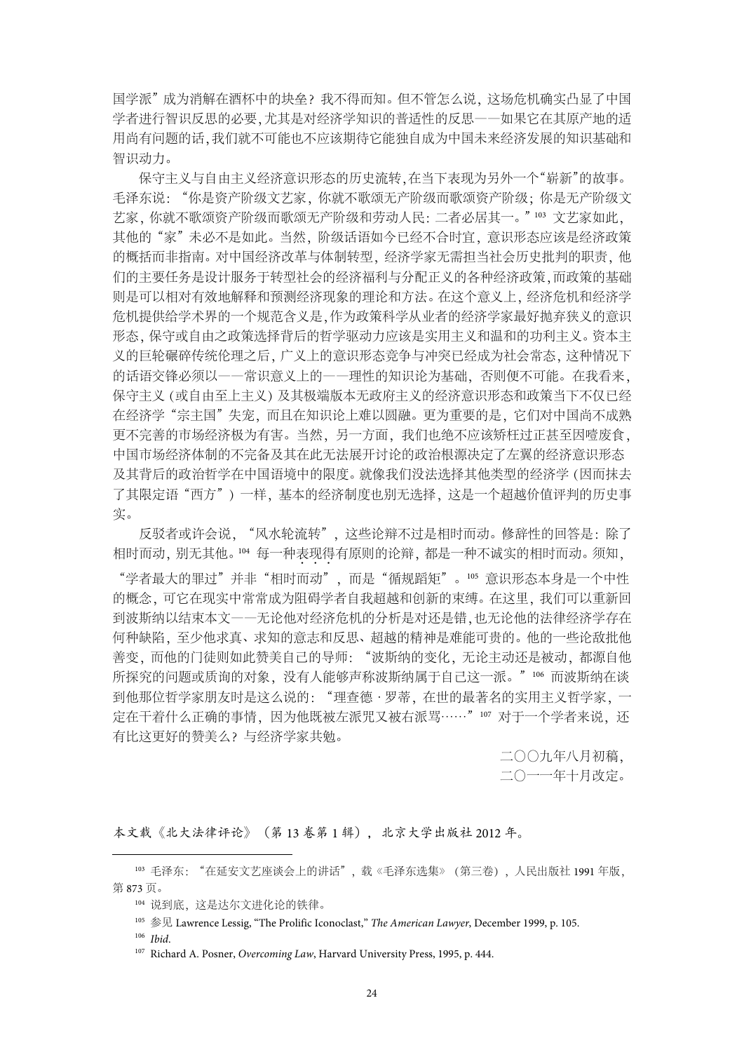国学派”成为消解在酒杯中的块垒？我不得而知。但不管怎么说，这场危机确实凸显了中国学者进行智识反思的必要，尤其是对经济学知识的普适性的反思——如果它在其原产地的适用尚有问题的话，我们就不可能也不应该期待它能独自成为中国未来经济发展的知识基础和智识动力。

保守主义与自由主义经济意识形态的历史流转，在当下表现为另外一个“崭新”的故事。毛泽东说：“你是资产阶级文艺家，你就不歌颂无产阶级而歌颂资产阶级；你是无产阶级文艺家，你就不歌颂资产阶级而歌颂无产阶级和劳动人民：二者必居其一。”[103] 文艺家如此，其他的“家”未必不是如此。当然，阶级话语如今已经不合时宜，意识形态应该是经济政策的概括而非指南。对中国经济改革与体制转型，经济学家无需担当社会历史批判的职责，他们的主要任务是设计服务于转型社会的经济福利与分配正义的各种经济政策，而政策的基础则是可以相对有效地解释和预测经济现象的理论和方法。在这个意义上，经济危机和经济学危机提供给学术界的一个规范含义是，作为政策科学从业者的经济学家最好抛弃狭义的意识形态，保守或自由之政策选择背后的哲学驱动力应该是实用主义和温和的功利主义。资本主义的巨轮碾碎传统伦理之后，广义上的意识形态竞争与冲突已经成为社会常态，这种情况下的话语交锋必须以——常识意义上的——理性的知识论为基础，否则便不可能。在我看来，保守主义（或自由至上主义）及其极端版本无政府主义的经济意识形态和政策当下不仅已经在经济学“宗主国”失宠，而且在知识论上难以圆融。更为重要的是，它们对中国尚不成熟更不完善的市场经济极为有害。当然，另一方面，我们也绝不应该矫枉过正甚至因噎废食，中国市场经济体制的不完备及其在此无法展开讨论的政治根源决定了左翼的经济意识形态及其背后的政治哲学在中国语境中的限度。就像我们没法选择其他类型的经济学（因而抹去了其限定语“西方”）一样，基本的经济制度也别无选择，这是一个超越价值评判的历史事实。

反驳者或许会说，“风水轮流转”，这些论辩不过是相时而动。修辞性的回答是：除了相时而动，别无其他。[104] 每一种表现得有原则的论辩，都是一种不诚实的相时而动。须知，“学者最大的罪过”并非“相时而动”，而是“循规蹈矩”。[105] 意识形态本身是一个中性的概念，可它在现实中常常成为阻碍学者自我超越和创新的束缚。在这里，我们可以重新回到波斯纳以结束本文——无论他对经济危机的分析是对还是错，也无论他的法律经济学存在何种缺陷，至少他求真、求知的意志和反思、超越的精神是难能可贵的。他的一些论敌批他善变，而他的门徒则如此赞美自己的导师：“波斯纳的变化，无论主动还是被动，都源自他所探究的问题或质询的对象，没有人能够声称波斯纳属于自己这一派。”[106] 而波斯纳在谈到他那位哲学家朋友时是这么说的：“理查德 · 罗蒂，在世的最著名的实用主义哲学家，一定在干着什么正确的事情，因为他既被左派咒又被右派骂……”[107] 对于一个学者来说，还有比这更好的赞美么？与经济学家共勉。

二〇〇九年八月初稿，
二〇一一年十月改定。

本文载《北大法律评论》（第 13 卷第 1 辑），北京大学出版社 2012 年。

---

[103] 毛泽东：“在延安文艺座谈会上的讲话”，载《毛泽东选集》（第三卷），人民出版社 1991 年版，第 873 页。

[104] 说到底，这是达尔文进化论的铁律。

[105] 参见 Lawrence Lessig, “The Prolific Iconoclast,” *The American Lawyer*, December 1999, p. 105.

[106] *Ibid.*

[107] Richard A. Posner, *Overcoming Law*, Harvard University Press, 1995, p. 444.